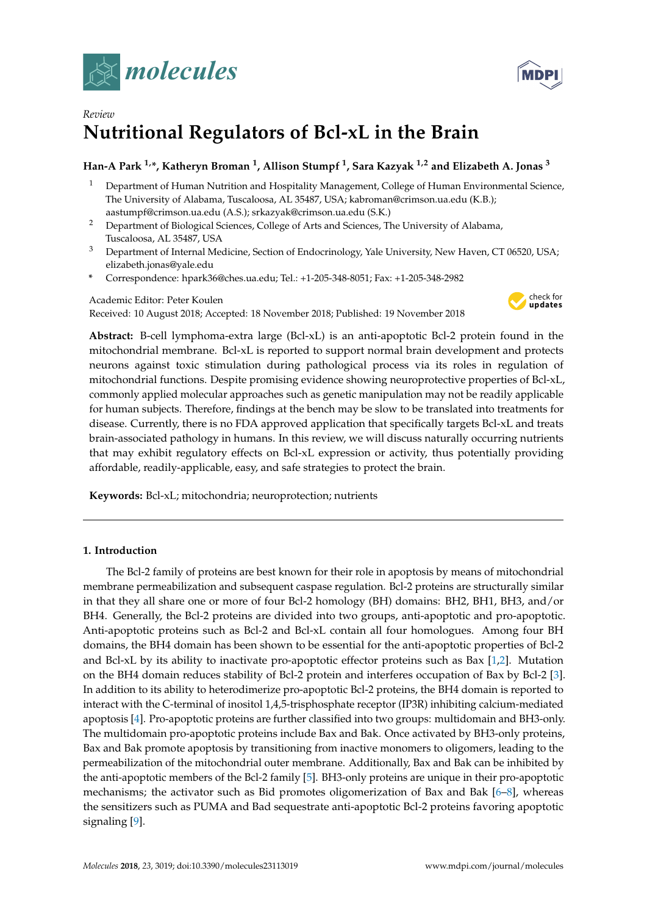*Review*

# Nutritional Regulators of Bcl-xL in the Brain

**Han-A Park [1,*], Katheryn Broman [1], Allison Stumpf [1], Sara Kazyak [1,2] and Elizabeth A. Jonas [3]**

[1] Department of Human Nutrition and Hospitality Management, College of Human Environmental Science, The University of Alabama, Tuscaloosa, AL 35487, USA; kabroman@crimson.ua.edu (K.B.); aastumpf@crimson.ua.edu (A.S.); srkazyak@crimson.ua.edu (S.K.)

[2] Department of Biological Sciences, College of Arts and Sciences, The University of Alabama, Tuscaloosa, AL 35487, USA

[3] Department of Internal Medicine, Section of Endocrinology, Yale University, New Haven, CT 06520, USA; elizabeth.jonas@yale.edu

\* Correspondence: hpark36@ches.ua.edu; Tel.: +1-205-348-8051; Fax: +1-205-348-2982

Academic Editor: Peter Koulen

Received: 10 August 2018; Accepted: 18 November 2018; Published: 19 November 2018

**Abstract:** B-cell lymphoma-extra large (Bcl-xL) is an anti-apoptotic Bcl-2 protein found in the mitochondrial membrane. Bcl-xL is reported to support normal brain development and protects neurons against toxic stimulation during pathological process via its roles in regulation of mitochondrial functions. Despite promising evidence showing neuroprotective properties of Bcl-xL, commonly applied molecular approaches such as genetic manipulation may not be readily applicable for human subjects. Therefore, findings at the bench may be slow to be translated into treatments for disease. Currently, there is no FDA approved application that specifically targets Bcl-xL and treats brain-associated pathology in humans. In this review, we will discuss naturally occurring nutrients that may exhibit regulatory effects on Bcl-xL expression or activity, thus potentially providing affordable, readily-applicable, easy, and safe strategies to protect the brain.

**Keywords:** Bcl-xL; mitochondria; neuroprotection; nutrients

## 1. Introduction

The Bcl-2 family of proteins are best known for their role in apoptosis by means of mitochondrial membrane permeabilization and subsequent caspase regulation. Bcl-2 proteins are structurally similar in that they all share one or more of four Bcl-2 homology (BH) domains: BH2, BH1, BH3, and/or BH4. Generally, the Bcl-2 proteins are divided into two groups, anti-apoptotic and pro-apoptotic. Anti-apoptotic proteins such as Bcl-2 and Bcl-xL contain all four homologues. Among four BH domains, the BH4 domain has been shown to be essential for the anti-apoptotic properties of Bcl-2 and Bcl-xL by its ability to inactivate pro-apoptotic effector proteins such as Bax [1,2]. Mutation on the BH4 domain reduces stability of Bcl-2 protein and interferes occupation of Bax by Bcl-2 [3]. In addition to its ability to heterodimerize pro-apoptotic Bcl-2 proteins, the BH4 domain is reported to interact with the C-terminal of inositol 1,4,5-trisphosphate receptor (IP3R) inhibiting calcium-mediated apoptosis [4]. Pro-apoptotic proteins are further classified into two groups: multidomain and BH3-only. The multidomain pro-apoptotic proteins include Bax and Bak. Once activated by BH3-only proteins, Bax and Bak promote apoptosis by transitioning from inactive monomers to oligomers, leading to the permeabilization of the mitochondrial outer membrane. Additionally, Bax and Bak can be inhibited by the anti-apoptotic members of the Bcl-2 family [5]. BH3-only proteins are unique in their pro-apoptotic mechanisms; the activator such as Bid promotes oligomerization of Bax and Bak [6–8], whereas the sensitizers such as PUMA and Bad sequestrate anti-apoptotic Bcl-2 proteins favoring apoptotic signaling [9].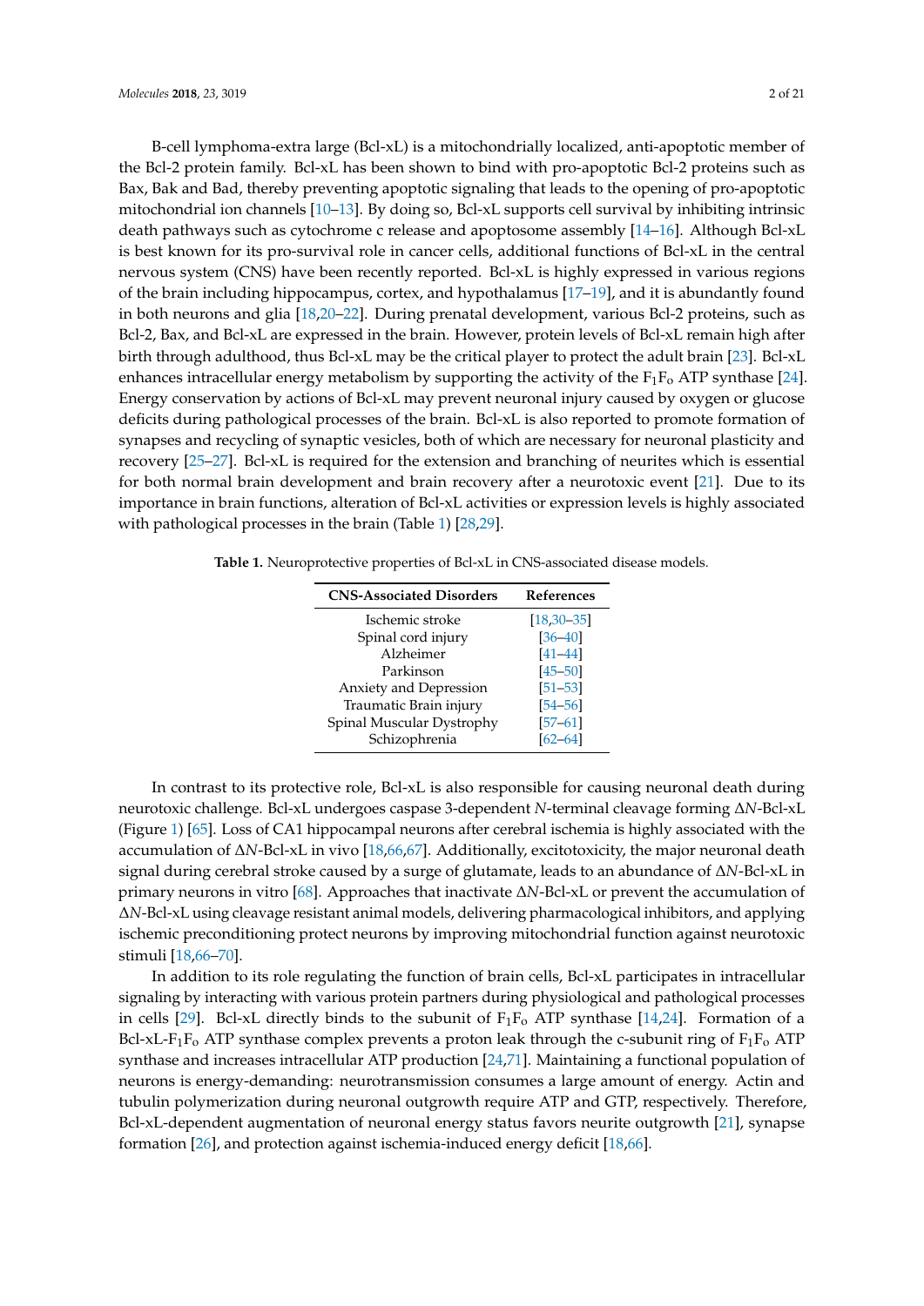B-cell lymphoma-extra large (Bcl-xL) is a mitochondrially localized, anti-apoptotic member of the Bcl-2 protein family. Bcl-xL has been shown to bind with pro-apoptotic Bcl-2 proteins such as Bax, Bak and Bad, thereby preventing apoptotic signaling that leads to the opening of pro-apoptotic mitochondrial ion channels [10–13]. By doing so, Bcl-xL supports cell survival by inhibiting intrinsic death pathways such as cytochrome c release and apoptosome assembly [14–16]. Although Bcl-xL is best known for its pro-survival role in cancer cells, additional functions of Bcl-xL in the central nervous system (CNS) have been recently reported. Bcl-xL is highly expressed in various regions of the brain including hippocampus, cortex, and hypothalamus [17–19], and it is abundantly found in both neurons and glia [18,20–22]. During prenatal development, various Bcl-2 proteins, such as Bcl-2, Bax, and Bcl-xL are expressed in the brain. However, protein levels of Bcl-xL remain high after birth through adulthood, thus Bcl-xL may be the critical player to protect the adult brain [23]. Bcl-xL enhances intracellular energy metabolism by supporting the activity of the $F_1F_o$ ATP synthase [24]. Energy conservation by actions of Bcl-xL may prevent neuronal injury caused by oxygen or glucose deficits during pathological processes of the brain. Bcl-xL is also reported to promote formation of synapses and recycling of synaptic vesicles, both of which are necessary for neuronal plasticity and recovery [25–27]. Bcl-xL is required for the extension and branching of neurites which is essential for both normal brain development and brain recovery after a neurotoxic event [21]. Due to its importance in brain functions, alteration of Bcl-xL activities or expression levels is highly associated with pathological processes in the brain (Table 1) [28,29].

**Table 1.** Neuroprotective properties of Bcl-xL in CNS-associated disease models.

| CNS-Associated Disorders | References |
|---|---|
| Ischemic stroke | [18,30–35] |
| Spinal cord injury | [36–40] |
| Alzheimer | [41–44] |
| Parkinson | [45–50] |
| Anxiety and Depression | [51–53] |
| Traumatic Brain injury | [54–56] |
| Spinal Muscular Dystrophy | [57–61] |
| Schizophrenia | [62–64] |

In contrast to its protective role, Bcl-xL is also responsible for causing neuronal death during neurotoxic challenge. Bcl-xL undergoes caspase 3-dependent *N*-terminal cleavage forming Δ*N*-Bcl-xL (Figure 1) [65]. Loss of CA1 hippocampal neurons after cerebral ischemia is highly associated with the accumulation of Δ*N*-Bcl-xL in vivo [18,66,67]. Additionally, excitotoxicity, the major neuronal death signal during cerebral stroke caused by a surge of glutamate, leads to an abundance of Δ*N*-Bcl-xL in primary neurons in vitro [68]. Approaches that inactivate Δ*N*-Bcl-xL or prevent the accumulation of Δ*N*-Bcl-xL using cleavage resistant animal models, delivering pharmacological inhibitors, and applying ischemic preconditioning protect neurons by improving mitochondrial function against neurotoxic stimuli [18,66–70].

In addition to its role regulating the function of brain cells, Bcl-xL participates in intracellular signaling by interacting with various protein partners during physiological and pathological processes in cells [29]. Bcl-xL directly binds to the subunit of $F_1F_o$ ATP synthase [14,24]. Formation of a Bcl-xL-$F_1F_o$ ATP synthase complex prevents a proton leak through the c-subunit ring of $F_1F_o$ ATP synthase and increases intracellular ATP production [24,71]. Maintaining a functional population of neurons is energy-demanding: neurotransmission consumes a large amount of energy. Actin and tubulin polymerization during neuronal outgrowth require ATP and GTP, respectively. Therefore, Bcl-xL-dependent augmentation of neuronal energy status favors neurite outgrowth [21], synapse formation [26], and protection against ischemia-induced energy deficit [18,66].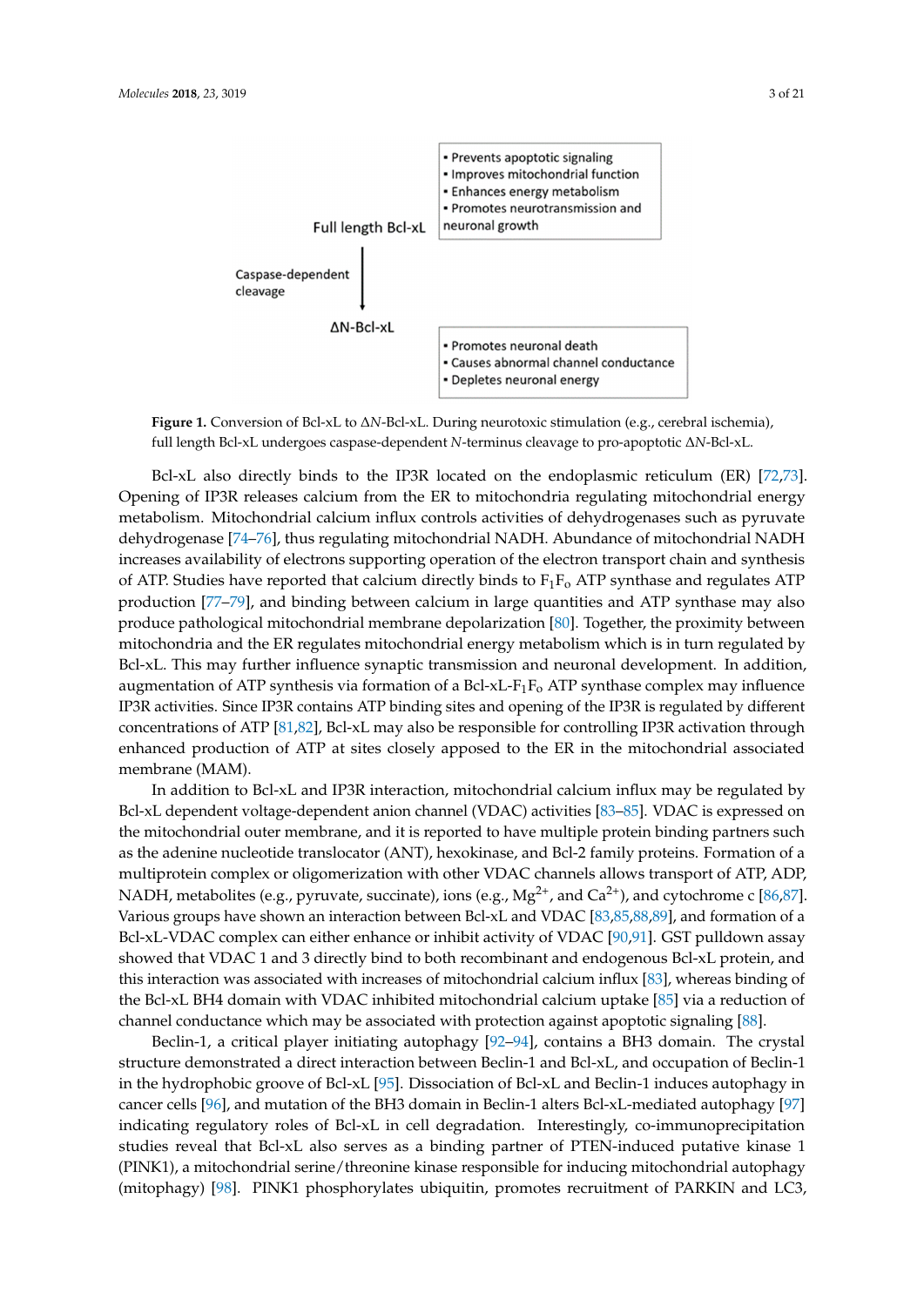Full length Bcl-xL

- Prevents apoptotic signaling
- Improves mitochondrial function
- Enhances energy metabolism
- Promotes neurotransmission and neuronal growth

Caspase-dependent cleavage

ΔN-Bcl-xL

- Promotes neuronal death
- Causes abnormal channel conductance
- Depletes neuronal energy

**Figure 1.** Conversion of Bcl-xL to Δ*N*-Bcl-xL. During neurotoxic stimulation (e.g., cerebral ischemia), full length Bcl-xL undergoes caspase-dependent *N*-terminus cleavage to pro-apoptotic Δ*N*-Bcl-xL.

Bcl-xL also directly binds to the IP3R located on the endoplasmic reticulum (ER) [72,73]. Opening of IP3R releases calcium from the ER to mitochondria regulating mitochondrial energy metabolism. Mitochondrial calcium influx controls activities of dehydrogenases such as pyruvate dehydrogenase [74–76], thus regulating mitochondrial NADH. Abundance of mitochondrial NADH increases availability of electrons supporting operation of the electron transport chain and synthesis of ATP. Studies have reported that calcium directly binds to $F_1F_o$ ATP synthase and regulates ATP production [77–79], and binding between calcium in large quantities and ATP synthase may also produce pathological mitochondrial membrane depolarization [80]. Together, the proximity between mitochondria and the ER regulates mitochondrial energy metabolism which is in turn regulated by Bcl-xL. This may further influence synaptic transmission and neuronal development. In addition, augmentation of ATP synthesis via formation of a Bcl-xL-$F_1F_o$ ATP synthase complex may influence IP3R activities. Since IP3R contains ATP binding sites and opening of the IP3R is regulated by different concentrations of ATP [81,82], Bcl-xL may also be responsible for controlling IP3R activation through enhanced production of ATP at sites closely apposed to the ER in the mitochondrial associated membrane (MAM).

In addition to Bcl-xL and IP3R interaction, mitochondrial calcium influx may be regulated by Bcl-xL dependent voltage-dependent anion channel (VDAC) activities [83–85]. VDAC is expressed on the mitochondrial outer membrane, and it is reported to have multiple protein binding partners such as the adenine nucleotide translocator (ANT), hexokinase, and Bcl-2 family proteins. Formation of a multiprotein complex or oligomerization with other VDAC channels allows transport of ATP, ADP, NADH, metabolites (e.g., pyruvate, succinate), ions (e.g., $Mg^{2+}$, and $Ca^{2+}$), and cytochrome c [86,87]. Various groups have shown an interaction between Bcl-xL and VDAC [83,85,88,89], and formation of a Bcl-xL-VDAC complex can either enhance or inhibit activity of VDAC [90,91]. GST pulldown assay showed that VDAC 1 and 3 directly bind to both recombinant and endogenous Bcl-xL protein, and this interaction was associated with increases of mitochondrial calcium influx [83], whereas binding of the Bcl-xL BH4 domain with VDAC inhibited mitochondrial calcium uptake [85] via a reduction of channel conductance which may be associated with protection against apoptotic signaling [88].

Beclin-1, a critical player initiating autophagy [92–94], contains a BH3 domain. The crystal structure demonstrated a direct interaction between Beclin-1 and Bcl-xL, and occupation of Beclin-1 in the hydrophobic groove of Bcl-xL [95]. Dissociation of Bcl-xL and Beclin-1 induces autophagy in cancer cells [96], and mutation of the BH3 domain in Beclin-1 alters Bcl-xL-mediated autophagy [97] indicating regulatory roles of Bcl-xL in cell degradation. Interestingly, co-immunoprecipitation studies reveal that Bcl-xL also serves as a binding partner of PTEN-induced putative kinase 1 (PINK1), a mitochondrial serine/threonine kinase responsible for inducing mitochondrial autophagy (mitophagy) [98]. PINK1 phosphorylates ubiquitin, promotes recruitment of PARKIN and LC3,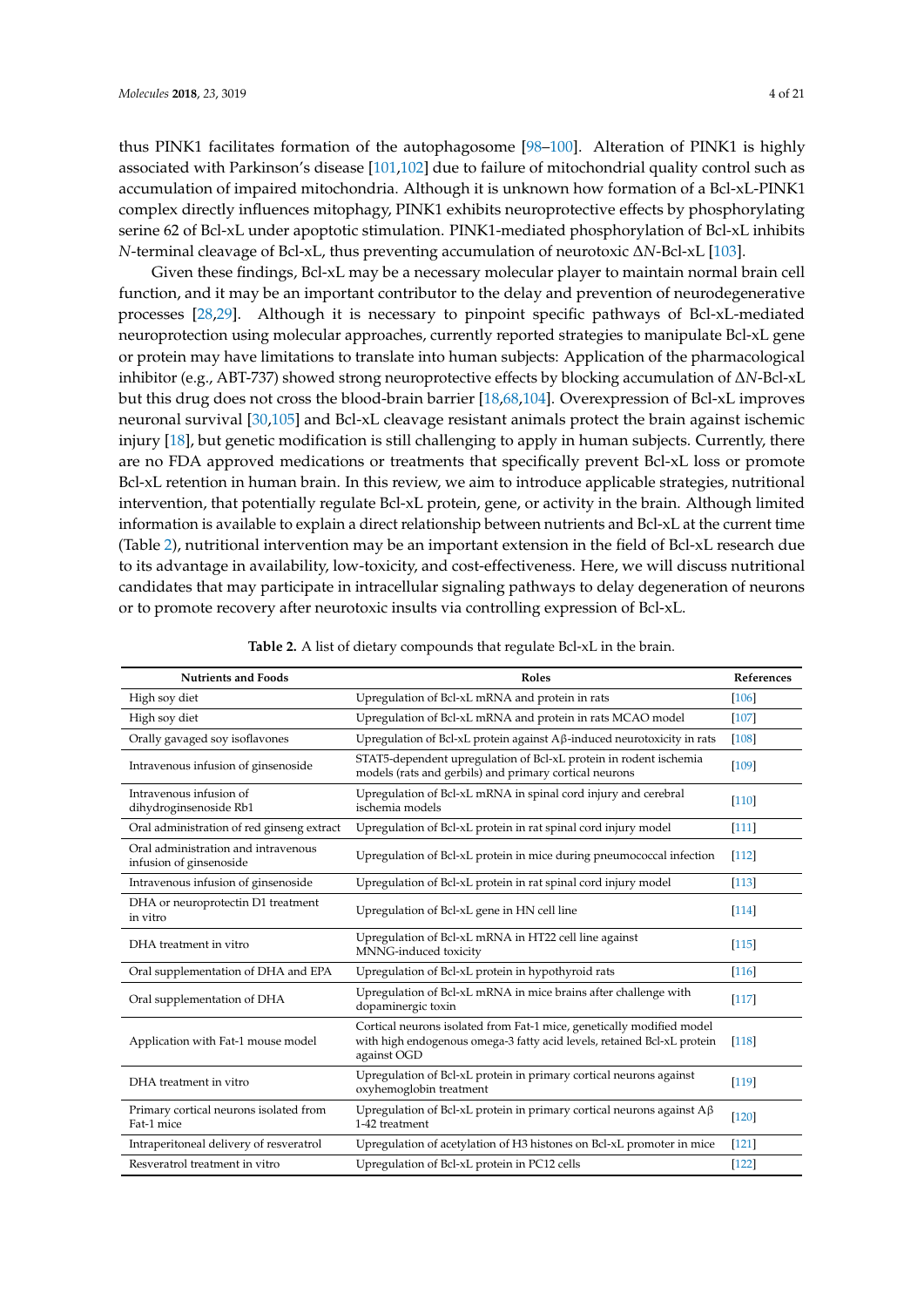thus PINK1 facilitates formation of the autophagosome [98–100]. Alteration of PINK1 is highly associated with Parkinson's disease [101,102] due to failure of mitochondrial quality control such as accumulation of impaired mitochondria. Although it is unknown how formation of a Bcl-xL-PINK1 complex directly influences mitophagy, PINK1 exhibits neuroprotective effects by phosphorylating serine 62 of Bcl-xL under apoptotic stimulation. PINK1-mediated phosphorylation of Bcl-xL inhibits *N*-terminal cleavage of Bcl-xL, thus preventing accumulation of neurotoxic Δ*N*-Bcl-xL [103].

Given these findings, Bcl-xL may be a necessary molecular player to maintain normal brain cell function, and it may be an important contributor to the delay and prevention of neurodegenerative processes [28,29]. Although it is necessary to pinpoint specific pathways of Bcl-xL-mediated neuroprotection using molecular approaches, currently reported strategies to manipulate Bcl-xL gene or protein may have limitations to translate into human subjects: Application of the pharmacological inhibitor (e.g., ABT-737) showed strong neuroprotective effects by blocking accumulation of Δ*N*-Bcl-xL but this drug does not cross the blood-brain barrier [18,68,104]. Overexpression of Bcl-xL improves neuronal survival [30,105] and Bcl-xL cleavage resistant animals protect the brain against ischemic injury [18], but genetic modification is still challenging to apply in human subjects. Currently, there are no FDA approved medications or treatments that specifically prevent Bcl-xL loss or promote Bcl-xL retention in human brain. In this review, we aim to introduce applicable strategies, nutritional intervention, that potentially regulate Bcl-xL protein, gene, or activity in the brain. Although limited information is available to explain a direct relationship between nutrients and Bcl-xL at the current time (Table 2), nutritional intervention may be an important extension in the field of Bcl-xL research due to its advantage in availability, low-toxicity, and cost-effectiveness. Here, we will discuss nutritional candidates that may participate in intracellular signaling pathways to delay degeneration of neurons or to promote recovery after neurotoxic insults via controlling expression of Bcl-xL.

**Table 2.** A list of dietary compounds that regulate Bcl-xL in the brain.

| Nutrients and Foods | Roles | References |
| --- | --- | --- |
| High soy diet | Upregulation of Bcl-xL mRNA and protein in rats | [106] |
| High soy diet | Upregulation of Bcl-xL mRNA and protein in rats MCAO model | [107] |
| Orally gavaged soy isoflavones | Upregulation of Bcl-xL protein against Aβ-induced neurotoxicity in rats | [108] |
| Intravenous infusion of ginsenoside | STAT5-dependent upregulation of Bcl-xL protein in rodent ischemia models (rats and gerbils) and primary cortical neurons | [109] |
| Intravenous infusion of dihydroginsenoside Rb1 | Upregulation of Bcl-xL mRNA in spinal cord injury and cerebral ischemia models | [110] |
| Oral administration of red ginseng extract | Upregulation of Bcl-xL protein in rat spinal cord injury model | [111] |
| Oral administration and intravenous infusion of ginsenoside | Upregulation of Bcl-xL protein in mice during pneumococcal infection | [112] |
| Intravenous infusion of ginsenoside | Upregulation of Bcl-xL protein in rat spinal cord injury model | [113] |
| DHA or neuroprotectin D1 treatment in vitro | Upregulation of Bcl-xL gene in HN cell line | [114] |
| DHA treatment in vitro | Upregulation of Bcl-xL mRNA in HT22 cell line against MNNG-induced toxicity | [115] |
| Oral supplementation of DHA and EPA | Upregulation of Bcl-xL protein in hypothyroid rats | [116] |
| Oral supplementation of DHA | Upregulation of Bcl-xL mRNA in mice brains after challenge with dopaminergic toxin | [117] |
| Application with Fat-1 mouse model | Cortical neurons isolated from Fat-1 mice, genetically modified model with high endogenous omega-3 fatty acid levels, retained Bcl-xL protein against OGD | [118] |
| DHA treatment in vitro | Upregulation of Bcl-xL protein in primary cortical neurons against oxyhemoglobin treatment | [119] |
| Primary cortical neurons isolated from Fat-1 mice | Upregulation of Bcl-xL protein in primary cortical neurons against Aβ 1-42 treatment | [120] |
| Intraperitoneal delivery of resveratrol | Upregulation of acetylation of H3 histones on Bcl-xL promoter in mice | [121] |
| Resveratrol treatment in vitro | Upregulation of Bcl-xL protein in PC12 cells | [122] |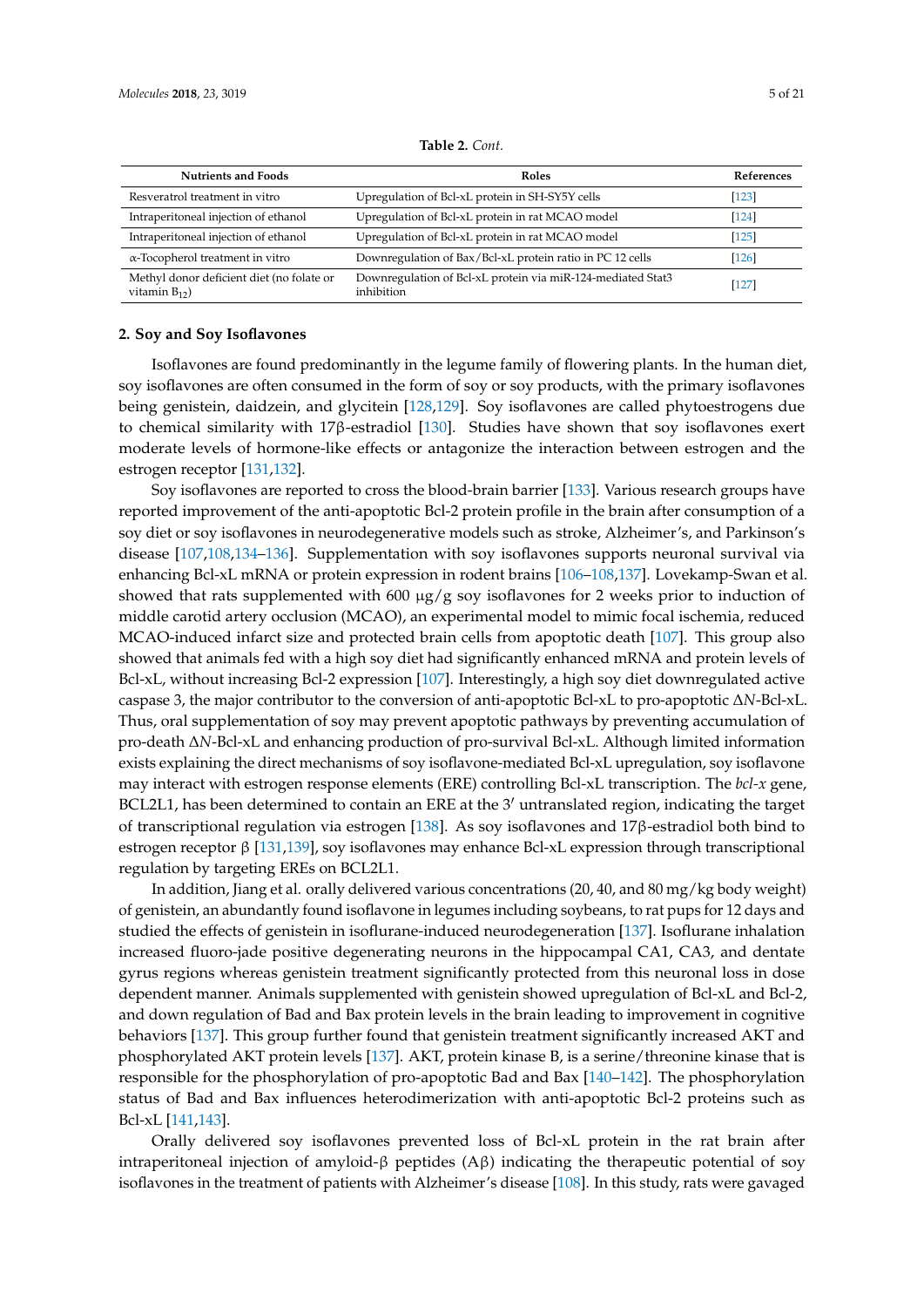**Table 2.** *Cont.*

| Nutrients and Foods | Roles | References |
| --- | --- | --- |
| Resveratrol treatment in vitro | Upregulation of Bcl-xL protein in SH-SY5Y cells | [123] |
| Intraperitoneal injection of ethanol | Upregulation of Bcl-xL protein in rat MCAO model | [124] |
| Intraperitoneal injection of ethanol | Upregulation of Bcl-xL protein in rat MCAO model | [125] |
| α-Tocopherol treatment in vitro | Downregulation of Bax/Bcl-xL protein ratio in PC 12 cells | [126] |
| Methyl donor deficient diet (no folate or vitamin $B_{12}$) | Downregulation of Bcl-xL protein via miR-124-mediated Stat3 inhibition | [127] |

## 2. Soy and Soy Isoflavones

Isoflavones are found predominantly in the legume family of flowering plants. In the human diet, soy isoflavones are often consumed in the form of soy or soy products, with the primary isoflavones being genistein, daidzein, and glycitein [128,129]. Soy isoflavones are called phytoestrogens due to chemical similarity with 17β-estradiol [130]. Studies have shown that soy isoflavones exert moderate levels of hormone-like effects or antagonize the interaction between estrogen and the estrogen receptor [131,132].

Soy isoflavones are reported to cross the blood-brain barrier [133]. Various research groups have reported improvement of the anti-apoptotic Bcl-2 protein profile in the brain after consumption of a soy diet or soy isoflavones in neurodegenerative models such as stroke, Alzheimer's, and Parkinson's disease [107,108,134–136]. Supplementation with soy isoflavones supports neuronal survival via enhancing Bcl-xL mRNA or protein expression in rodent brains [106–108,137]. Lovekamp-Swan et al. showed that rats supplemented with 600 μg/g soy isoflavones for 2 weeks prior to induction of middle carotid artery occlusion (MCAO), an experimental model to mimic focal ischemia, reduced MCAO-induced infarct size and protected brain cells from apoptotic death [107]. This group also showed that animals fed with a high soy diet had significantly enhanced mRNA and protein levels of Bcl-xL, without increasing Bcl-2 expression [107]. Interestingly, a high soy diet downregulated active caspase 3, the major contributor to the conversion of anti-apoptotic Bcl-xL to pro-apoptotic Δ*N*-Bcl-xL. Thus, oral supplementation of soy may prevent apoptotic pathways by preventing accumulation of pro-death Δ*N*-Bcl-xL and enhancing production of pro-survival Bcl-xL. Although limited information exists explaining the direct mechanisms of soy isoflavone-mediated Bcl-xL upregulation, soy isoflavone may interact with estrogen response elements (ERE) controlling Bcl-xL transcription. The *bcl-x* gene, BCL2L1, has been determined to contain an ERE at the 3′ untranslated region, indicating the target of transcriptional regulation via estrogen [138]. As soy isoflavones and 17β-estradiol both bind to estrogen receptor β [131,139], soy isoflavones may enhance Bcl-xL expression through transcriptional regulation by targeting EREs on BCL2L1.

In addition, Jiang et al. orally delivered various concentrations (20, 40, and 80 mg/kg body weight) of genistein, an abundantly found isoflavone in legumes including soybeans, to rat pups for 12 days and studied the effects of genistein in isoflurane-induced neurodegeneration [137]. Isoflurane inhalation increased fluoro-jade positive degenerating neurons in the hippocampal CA1, CA3, and dentate gyrus regions whereas genistein treatment significantly protected from this neuronal loss in dose dependent manner. Animals supplemented with genistein showed upregulation of Bcl-xL and Bcl-2, and down regulation of Bad and Bax protein levels in the brain leading to improvement in cognitive behaviors [137]. This group further found that genistein treatment significantly increased AKT and phosphorylated AKT protein levels [137]. AKT, protein kinase B, is a serine/threonine kinase that is responsible for the phosphorylation of pro-apoptotic Bad and Bax [140–142]. The phosphorylation status of Bad and Bax influences heterodimerization with anti-apoptotic Bcl-2 proteins such as Bcl-xL [141,143].

Orally delivered soy isoflavones prevented loss of Bcl-xL protein in the rat brain after intraperitoneal injection of amyloid-β peptides (Aβ) indicating the therapeutic potential of soy isoflavones in the treatment of patients with Alzheimer's disease [108]. In this study, rats were gavaged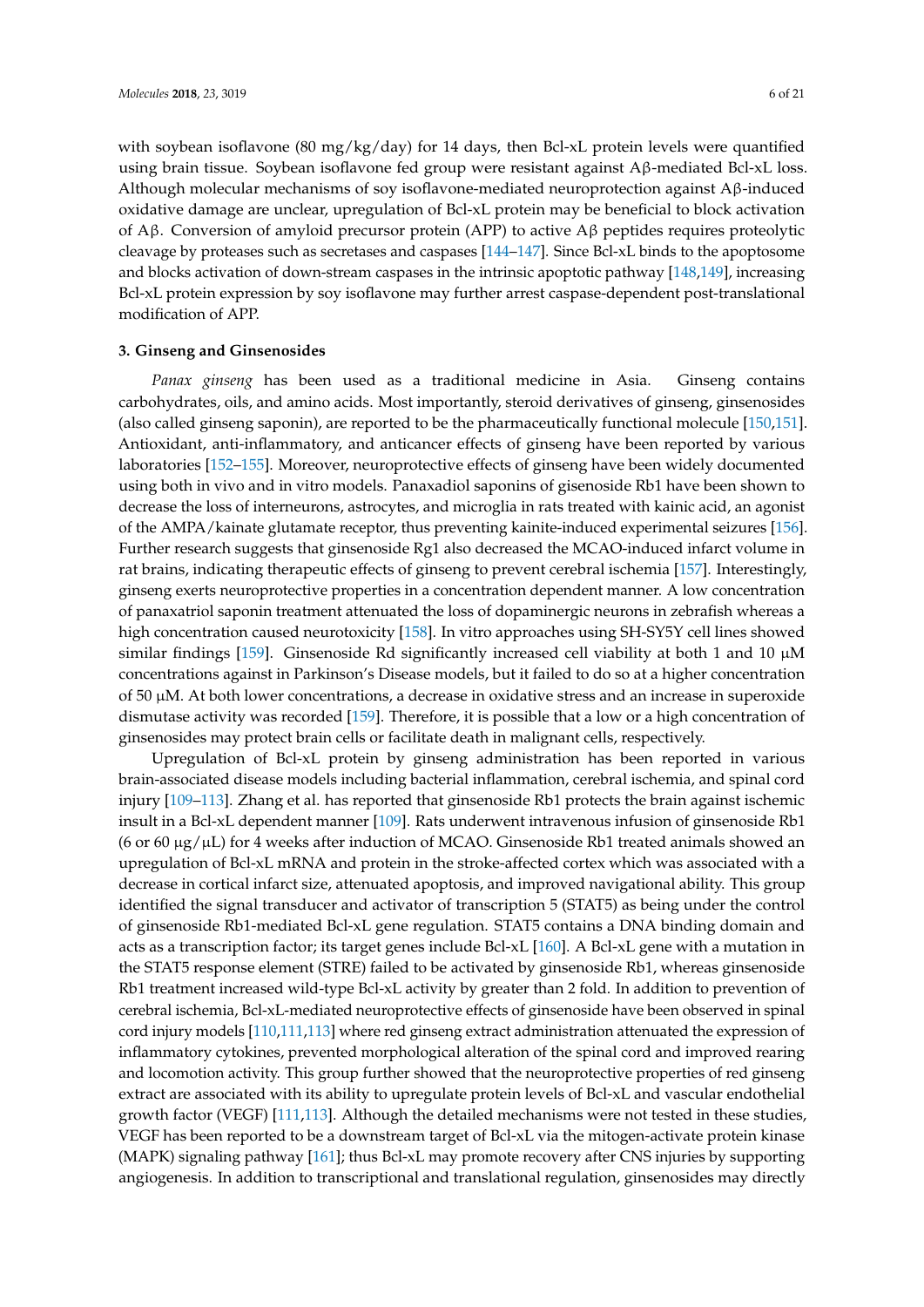with soybean isoflavone (80 mg/kg/day) for 14 days, then Bcl-xL protein levels were quantified using brain tissue. Soybean isoflavone fed group were resistant against Aβ-mediated Bcl-xL loss. Although molecular mechanisms of soy isoflavone-mediated neuroprotection against Aβ-induced oxidative damage are unclear, upregulation of Bcl-xL protein may be beneficial to block activation of Aβ. Conversion of amyloid precursor protein (APP) to active Aβ peptides requires proteolytic cleavage by proteases such as secretases and caspases [144–147]. Since Bcl-xL binds to the apoptosome and blocks activation of down-stream caspases in the intrinsic apoptotic pathway [148,149], increasing Bcl-xL protein expression by soy isoflavone may further arrest caspase-dependent post-translational modification of APP.

## 3. Ginseng and Ginsenosides

*Panax ginseng* has been used as a traditional medicine in Asia. Ginseng contains carbohydrates, oils, and amino acids. Most importantly, steroid derivatives of ginseng, ginsenosides (also called ginseng saponin), are reported to be the pharmaceutically functional molecule [150,151]. Antioxidant, anti-inflammatory, and anticancer effects of ginseng have been reported by various laboratories [152–155]. Moreover, neuroprotective effects of ginseng have been widely documented using both in vivo and in vitro models. Panaxadiol saponins of gisenoside Rb1 have been shown to decrease the loss of interneurons, astrocytes, and microglia in rats treated with kainic acid, an agonist of the AMPA/kainate glutamate receptor, thus preventing kainite-induced experimental seizures [156]. Further research suggests that ginsenoside Rg1 also decreased the MCAO-induced infarct volume in rat brains, indicating therapeutic effects of ginseng to prevent cerebral ischemia [157]. Interestingly, ginseng exerts neuroprotective properties in a concentration dependent manner. A low concentration of panaxatriol saponin treatment attenuated the loss of dopaminergic neurons in zebrafish whereas a high concentration caused neurotoxicity [158]. In vitro approaches using SH-SY5Y cell lines showed similar findings [159]. Ginsenoside Rd significantly increased cell viability at both 1 and 10 μM concentrations against in Parkinson's Disease models, but it failed to do so at a higher concentration of 50 μM. At both lower concentrations, a decrease in oxidative stress and an increase in superoxide dismutase activity was recorded [159]. Therefore, it is possible that a low or a high concentration of ginsenosides may protect brain cells or facilitate death in malignant cells, respectively.

Upregulation of Bcl-xL protein by ginseng administration has been reported in various brain-associated disease models including bacterial inflammation, cerebral ischemia, and spinal cord injury [109–113]. Zhang et al. has reported that ginsenoside Rb1 protects the brain against ischemic insult in a Bcl-xL dependent manner [109]. Rats underwent intravenous infusion of ginsenoside Rb1 (6 or 60 μg/μL) for 4 weeks after induction of MCAO. Ginsenoside Rb1 treated animals showed an upregulation of Bcl-xL mRNA and protein in the stroke-affected cortex which was associated with a decrease in cortical infarct size, attenuated apoptosis, and improved navigational ability. This group identified the signal transducer and activator of transcription 5 (STAT5) as being under the control of ginsenoside Rb1-mediated Bcl-xL gene regulation. STAT5 contains a DNA binding domain and acts as a transcription factor; its target genes include Bcl-xL [160]. A Bcl-xL gene with a mutation in the STAT5 response element (STRE) failed to be activated by ginsenoside Rb1, whereas ginsenoside Rb1 treatment increased wild-type Bcl-xL activity by greater than 2 fold. In addition to prevention of cerebral ischemia, Bcl-xL-mediated neuroprotective effects of ginsenoside have been observed in spinal cord injury models [110,111,113] where red ginseng extract administration attenuated the expression of inflammatory cytokines, prevented morphological alteration of the spinal cord and improved rearing and locomotion activity. This group further showed that the neuroprotective properties of red ginseng extract are associated with its ability to upregulate protein levels of Bcl-xL and vascular endothelial growth factor (VEGF) [111,113]. Although the detailed mechanisms were not tested in these studies, VEGF has been reported to be a downstream target of Bcl-xL via the mitogen-activate protein kinase (MAPK) signaling pathway [161]; thus Bcl-xL may promote recovery after CNS injuries by supporting angiogenesis. In addition to transcriptional and translational regulation, ginsenosides may directly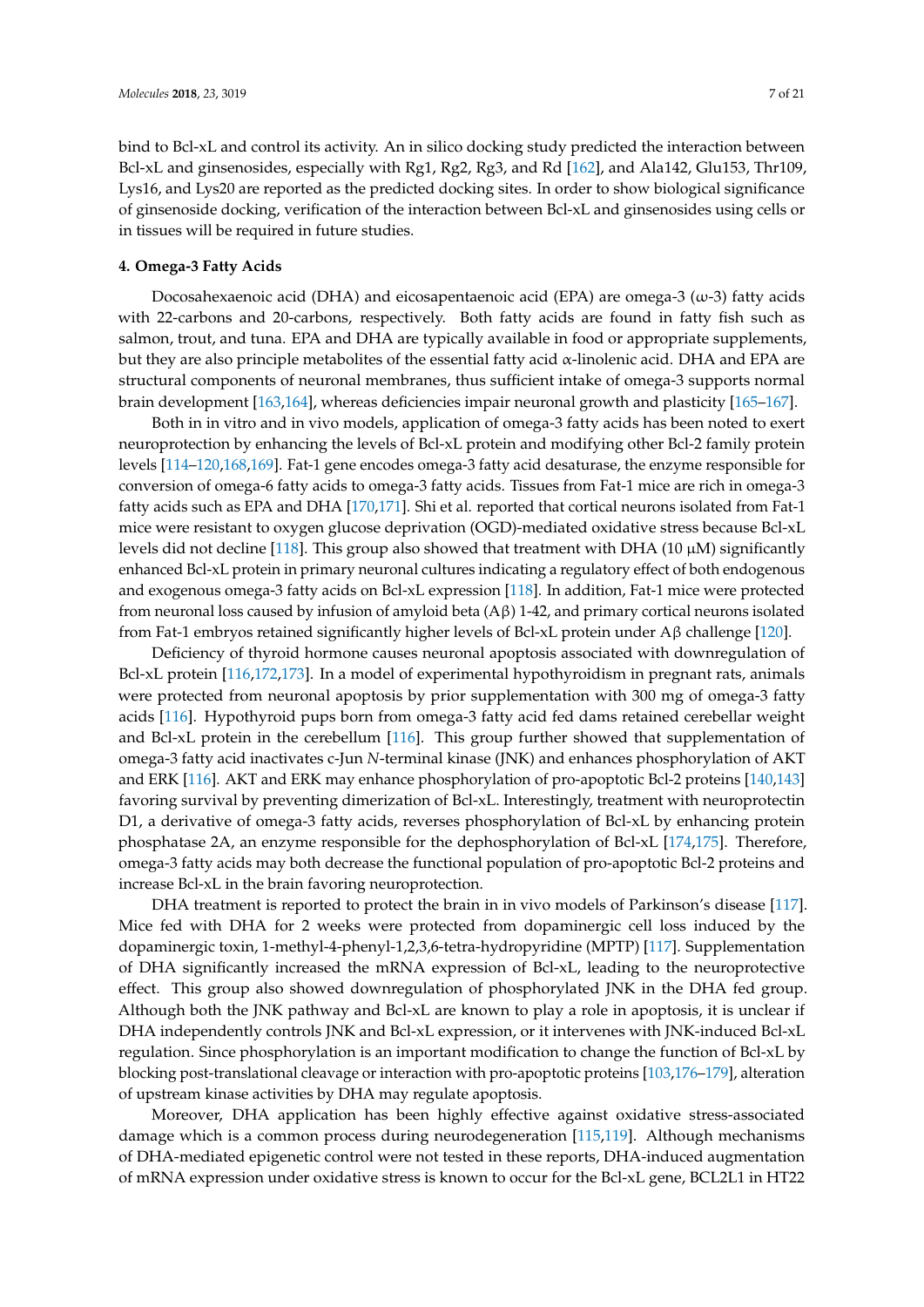bind to Bcl-xL and control its activity. An in silico docking study predicted the interaction between Bcl-xL and ginsenosides, especially with Rg1, Rg2, Rg3, and Rd [162], and Ala142, Glu153, Thr109, Lys16, and Lys20 are reported as the predicted docking sites. In order to show biological significance of ginsenoside docking, verification of the interaction between Bcl-xL and ginsenosides using cells or in tissues will be required in future studies.

## 4. Omega-3 Fatty Acids

Docosahexaenoic acid (DHA) and eicosapentaenoic acid (EPA) are omega-3 (ω-3) fatty acids with 22-carbons and 20-carbons, respectively. Both fatty acids are found in fatty fish such as salmon, trout, and tuna. EPA and DHA are typically available in food or appropriate supplements, but they are also principle metabolites of the essential fatty acid α-linolenic acid. DHA and EPA are structural components of neuronal membranes, thus sufficient intake of omega-3 supports normal brain development [163,164], whereas deficiencies impair neuronal growth and plasticity [165–167].

Both in in vitro and in vivo models, application of omega-3 fatty acids has been noted to exert neuroprotection by enhancing the levels of Bcl-xL protein and modifying other Bcl-2 family protein levels [114–120,168,169]. Fat-1 gene encodes omega-3 fatty acid desaturase, the enzyme responsible for conversion of omega-6 fatty acids to omega-3 fatty acids. Tissues from Fat-1 mice are rich in omega-3 fatty acids such as EPA and DHA [170,171]. Shi et al. reported that cortical neurons isolated from Fat-1 mice were resistant to oxygen glucose deprivation (OGD)-mediated oxidative stress because Bcl-xL levels did not decline [118]. This group also showed that treatment with DHA (10 μM) significantly enhanced Bcl-xL protein in primary neuronal cultures indicating a regulatory effect of both endogenous and exogenous omega-3 fatty acids on Bcl-xL expression [118]. In addition, Fat-1 mice were protected from neuronal loss caused by infusion of amyloid beta (Aβ) 1-42, and primary cortical neurons isolated from Fat-1 embryos retained significantly higher levels of Bcl-xL protein under Aβ challenge [120].

Deficiency of thyroid hormone causes neuronal apoptosis associated with downregulation of Bcl-xL protein [116,172,173]. In a model of experimental hypothyroidism in pregnant rats, animals were protected from neuronal apoptosis by prior supplementation with 300 mg of omega-3 fatty acids [116]. Hypothyroid pups born from omega-3 fatty acid fed dams retained cerebellar weight and Bcl-xL protein in the cerebellum [116]. This group further showed that supplementation of omega-3 fatty acid inactivates c-Jun *N*-terminal kinase (JNK) and enhances phosphorylation of AKT and ERK [116]. AKT and ERK may enhance phosphorylation of pro-apoptotic Bcl-2 proteins [140,143] favoring survival by preventing dimerization of Bcl-xL. Interestingly, treatment with neuroprotectin D1, a derivative of omega-3 fatty acids, reverses phosphorylation of Bcl-xL by enhancing protein phosphatase 2A, an enzyme responsible for the dephosphorylation of Bcl-xL [174,175]. Therefore, omega-3 fatty acids may both decrease the functional population of pro-apoptotic Bcl-2 proteins and increase Bcl-xL in the brain favoring neuroprotection.

DHA treatment is reported to protect the brain in in vivo models of Parkinson's disease [117]. Mice fed with DHA for 2 weeks were protected from dopaminergic cell loss induced by the dopaminergic toxin, 1-methyl-4-phenyl-1,2,3,6-tetra-hydropyridine (MPTP) [117]. Supplementation of DHA significantly increased the mRNA expression of Bcl-xL, leading to the neuroprotective effect. This group also showed downregulation of phosphorylated JNK in the DHA fed group. Although both the JNK pathway and Bcl-xL are known to play a role in apoptosis, it is unclear if DHA independently controls JNK and Bcl-xL expression, or it intervenes with JNK-induced Bcl-xL regulation. Since phosphorylation is an important modification to change the function of Bcl-xL by blocking post-translational cleavage or interaction with pro-apoptotic proteins [103,176–179], alteration of upstream kinase activities by DHA may regulate apoptosis.

Moreover, DHA application has been highly effective against oxidative stress-associated damage which is a common process during neurodegeneration [115,119]. Although mechanisms of DHA-mediated epigenetic control were not tested in these reports, DHA-induced augmentation of mRNA expression under oxidative stress is known to occur for the Bcl-xL gene, BCL2L1 in HT22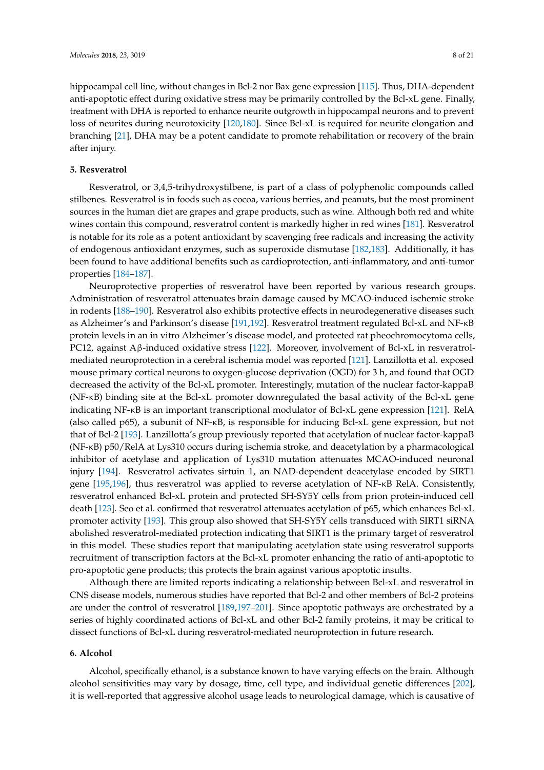hippocampal cell line, without changes in Bcl-2 nor Bax gene expression [115]. Thus, DHA-dependent anti-apoptotic effect during oxidative stress may be primarily controlled by the Bcl-xL gene. Finally, treatment with DHA is reported to enhance neurite outgrowth in hippocampal neurons and to prevent loss of neurites during neurotoxicity [120,180]. Since Bcl-xL is required for neurite elongation and branching [21], DHA may be a potent candidate to promote rehabilitation or recovery of the brain after injury.

## 5. Resveratrol

Resveratrol, or 3,4,5-trihydroxystilbene, is part of a class of polyphenolic compounds called stilbenes. Resveratrol is in foods such as cocoa, various berries, and peanuts, but the most prominent sources in the human diet are grapes and grape products, such as wine. Although both red and white wines contain this compound, resveratrol content is markedly higher in red wines [181]. Resveratrol is notable for its role as a potent antioxidant by scavenging free radicals and increasing the activity of endogenous antioxidant enzymes, such as superoxide dismutase [182,183]. Additionally, it has been found to have additional benefits such as cardioprotection, anti-inflammatory, and anti-tumor properties [184–187].

Neuroprotective properties of resveratrol have been reported by various research groups. Administration of resveratrol attenuates brain damage caused by MCAO-induced ischemic stroke in rodents [188–190]. Resveratrol also exhibits protective effects in neurodegenerative diseases such as Alzheimer's and Parkinson's disease [191,192]. Resveratrol treatment regulated Bcl-xL and NF-κB protein levels in an in vitro Alzheimer's disease model, and protected rat pheochromocytoma cells, PC12, against Aβ-induced oxidative stress [122]. Moreover, involvement of Bcl-xL in resveratrol-mediated neuroprotection in a cerebral ischemia model was reported [121]. Lanzillotta et al. exposed mouse primary cortical neurons to oxygen-glucose deprivation (OGD) for 3 h, and found that OGD decreased the activity of the Bcl-xL promoter. Interestingly, mutation of the nuclear factor-kappaB (NF-κB) binding site at the Bcl-xL promoter downregulated the basal activity of the Bcl-xL gene indicating NF-κB is an important transcriptional modulator of Bcl-xL gene expression [121]. RelA (also called p65), a subunit of NF-κB, is responsible for inducing Bcl-xL gene expression, but not that of Bcl-2 [193]. Lanzillotta's group previously reported that acetylation of nuclear factor-kappaB (NF-κB) p50/RelA at Lys310 occurs during ischemia stroke, and deacetylation by a pharmacological inhibitor of acetylase and application of Lys310 mutation attenuates MCAO-induced neuronal injury [194]. Resveratrol activates sirtuin 1, an NAD-dependent deacetylase encoded by SIRT1 gene [195,196], thus resveratrol was applied to reverse acetylation of NF-κB RelA. Consistently, resveratrol enhanced Bcl-xL protein and protected SH-SY5Y cells from prion protein-induced cell death [123]. Seo et al. confirmed that resveratrol attenuates acetylation of p65, which enhances Bcl-xL promoter activity [193]. This group also showed that SH-SY5Y cells transduced with SIRT1 siRNA abolished resveratrol-mediated protection indicating that SIRT1 is the primary target of resveratrol in this model. These studies report that manipulating acetylation state using resveratrol supports recruitment of transcription factors at the Bcl-xL promoter enhancing the ratio of anti-apoptotic to pro-apoptotic gene products; this protects the brain against various apoptotic insults.

Although there are limited reports indicating a relationship between Bcl-xL and resveratrol in CNS disease models, numerous studies have reported that Bcl-2 and other members of Bcl-2 proteins are under the control of resveratrol [189,197–201]. Since apoptotic pathways are orchestrated by a series of highly coordinated actions of Bcl-xL and other Bcl-2 family proteins, it may be critical to dissect functions of Bcl-xL during resveratrol-mediated neuroprotection in future research.

## 6. Alcohol

Alcohol, specifically ethanol, is a substance known to have varying effects on the brain. Although alcohol sensitivities may vary by dosage, time, cell type, and individual genetic differences [202], it is well-reported that aggressive alcohol usage leads to neurological damage, which is causative of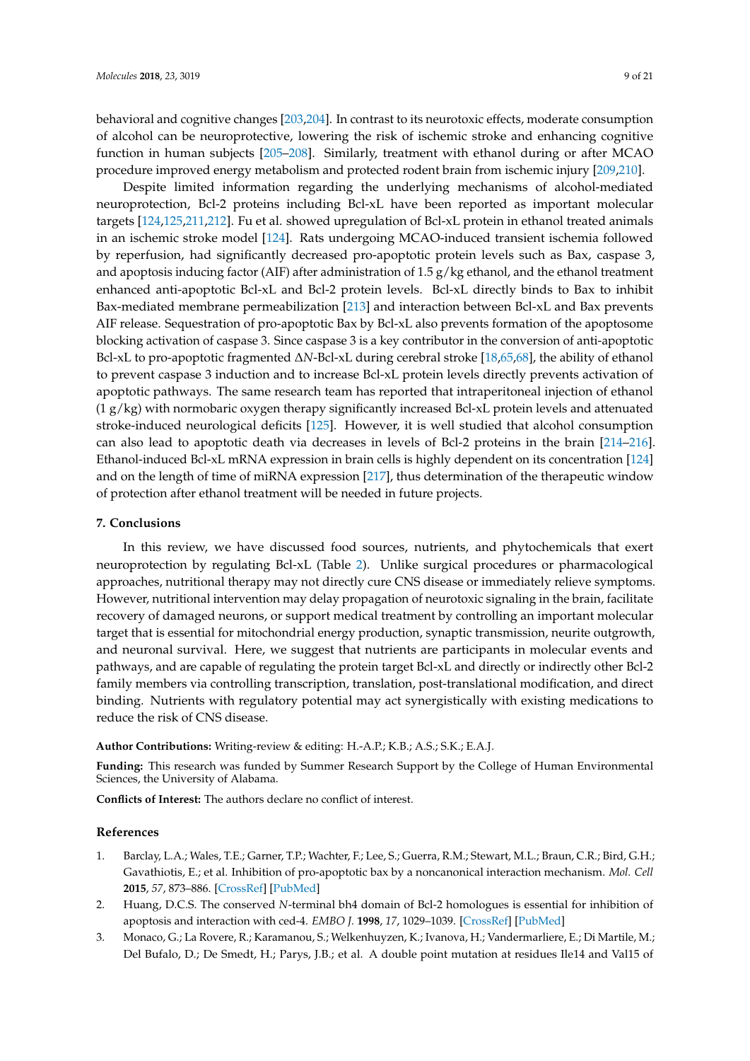behavioral and cognitive changes [203,204]. In contrast to its neurotoxic effects, moderate consumption of alcohol can be neuroprotective, lowering the risk of ischemic stroke and enhancing cognitive function in human subjects [205–208]. Similarly, treatment with ethanol during or after MCAO procedure improved energy metabolism and protected rodent brain from ischemic injury [209,210].

Despite limited information regarding the underlying mechanisms of alcohol-mediated neuroprotection, Bcl-2 proteins including Bcl-xL have been reported as important molecular targets [124,125,211,212]. Fu et al. showed upregulation of Bcl-xL protein in ethanol treated animals in an ischemic stroke model [124]. Rats undergoing MCAO-induced transient ischemia followed by reperfusion, had significantly decreased pro-apoptotic protein levels such as Bax, caspase 3, and apoptosis inducing factor (AIF) after administration of 1.5 g/kg ethanol, and the ethanol treatment enhanced anti-apoptotic Bcl-xL and Bcl-2 protein levels. Bcl-xL directly binds to Bax to inhibit Bax-mediated membrane permeabilization [213] and interaction between Bcl-xL and Bax prevents AIF release. Sequestration of pro-apoptotic Bax by Bcl-xL also prevents formation of the apoptosome blocking activation of caspase 3. Since caspase 3 is a key contributor in the conversion of anti-apoptotic Bcl-xL to pro-apoptotic fragmented Δ*N*-Bcl-xL during cerebral stroke [18,65,68], the ability of ethanol to prevent caspase 3 induction and to increase Bcl-xL protein levels directly prevents activation of apoptotic pathways. The same research team has reported that intraperitoneal injection of ethanol (1 g/kg) with normobaric oxygen therapy significantly increased Bcl-xL protein levels and attenuated stroke-induced neurological deficits [125]. However, it is well studied that alcohol consumption can also lead to apoptotic death via decreases in levels of Bcl-2 proteins in the brain [214–216]. Ethanol-induced Bcl-xL mRNA expression in brain cells is highly dependent on its concentration [124] and on the length of time of miRNA expression [217], thus determination of the therapeutic window of protection after ethanol treatment will be needed in future projects.

## 7. Conclusions

In this review, we have discussed food sources, nutrients, and phytochemicals that exert neuroprotection by regulating Bcl-xL (Table 2). Unlike surgical procedures or pharmacological approaches, nutritional therapy may not directly cure CNS disease or immediately relieve symptoms. However, nutritional intervention may delay propagation of neurotoxic signaling in the brain, facilitate recovery of damaged neurons, or support medical treatment by controlling an important molecular target that is essential for mitochondrial energy production, synaptic transmission, neurite outgrowth, and neuronal survival. Here, we suggest that nutrients are participants in molecular events and pathways, and are capable of regulating the protein target Bcl-xL and directly or indirectly other Bcl-2 family members via controlling transcription, translation, post-translational modification, and direct binding. Nutrients with regulatory potential may act synergistically with existing medications to reduce the risk of CNS disease.

**Author Contributions:** Writing-review & editing: H.-A.P.; K.B.; A.S.; S.K.; E.A.J.

**Funding:** This research was funded by Summer Research Support by the College of Human Environmental Sciences, the University of Alabama.

**Conflicts of Interest:** The authors declare no conflict of interest.

## References

1. Barclay, L.A.; Wales, T.E.; Garner, T.P.; Wachter, F.; Lee, S.; Guerra, R.M.; Stewart, M.L.; Braun, C.R.; Bird, G.H.; Gavathiotis, E.; et al. Inhibition of pro-apoptotic bax by a noncanonical interaction mechanism. *Mol. Cell* **2015**, *57*, 873–886. [CrossRef] [PubMed]
2. Huang, D.C.S. The conserved *N*-terminal bh4 domain of Bcl-2 homologues is essential for inhibition of apoptosis and interaction with ced-4. *EMBO J.* **1998**, *17*, 1029–1039. [CrossRef] [PubMed]
3. Monaco, G.; La Rovere, R.; Karamanou, S.; Welkenhuyzen, K.; Ivanova, H.; Vandermarliere, E.; Di Martile, M.; Del Bufalo, D.; De Smedt, H.; Parys, J.B.; et al. A double point mutation at residues Ile14 and Val15 of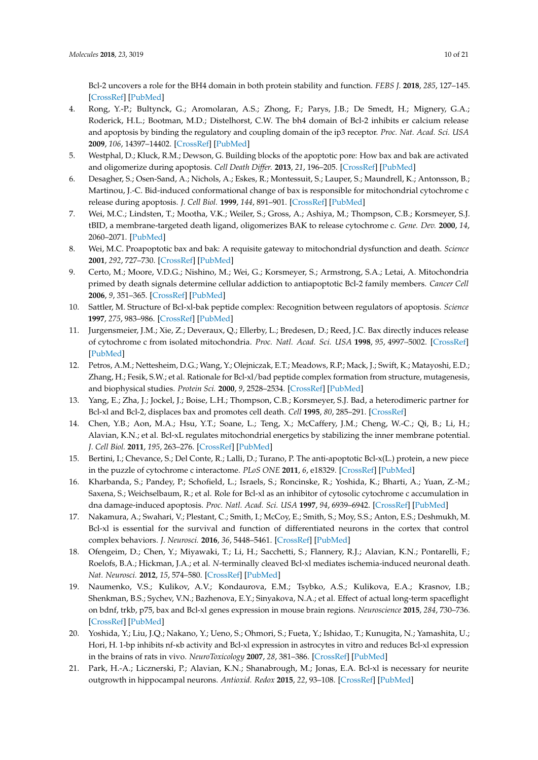Bcl-2 uncovers a role for the BH4 domain in both protein stability and function. *FEBS J.* **2018**, *285*, 127–145. [CrossRef] [PubMed]

4. Rong, Y.-P.; Bultynck, G.; Aromolaran, A.S.; Zhong, F.; Parys, J.B.; De Smedt, H.; Mignery, G.A.; Roderick, H.L.; Bootman, M.D.; Distelhorst, C.W. The bh4 domain of Bcl-2 inhibits er calcium release and apoptosis by binding the regulatory and coupling domain of the ip3 receptor. *Proc. Nat. Acad. Sci. USA* **2009**, *106*, 14397–14402. [CrossRef] [PubMed]
5. Westphal, D.; Kluck, R.M.; Dewson, G. Building blocks of the apoptotic pore: How bax and bak are activated and oligomerize during apoptosis. *Cell Death Differ.* **2013**, *21*, 196–205. [CrossRef] [PubMed]
6. Desagher, S.; Osen-Sand, A.; Nichols, A.; Eskes, R.; Montessuit, S.; Lauper, S.; Maundrell, K.; Antonsson, B.; Martinou, J.-C. Bid-induced conformational change of bax is responsible for mitochondrial cytochrome c release during apoptosis. *J. Cell Biol.* **1999**, *144*, 891–901. [CrossRef] [PubMed]
7. Wei, M.C.; Lindsten, T.; Mootha, V.K.; Weiler, S.; Gross, A.; Ashiya, M.; Thompson, C.B.; Korsmeyer, S.J. tBID, a membrane-targeted death ligand, oligomerizes BAK to release cytochrome c. *Gene. Dev.* **2000**, *14*, 2060–2071. [PubMed]
8. Wei, M.C. Proapoptotic bax and bak: A requisite gateway to mitochondrial dysfunction and death. *Science* **2001**, *292*, 727–730. [CrossRef] [PubMed]
9. Certo, M.; Moore, V.D.G.; Nishino, M.; Wei, G.; Korsmeyer, S.; Armstrong, S.A.; Letai, A. Mitochondria primed by death signals determine cellular addiction to antiapoptotic Bcl-2 family members. *Cancer Cell* **2006**, *9*, 351–365. [CrossRef] [PubMed]
10. Sattler, M. Structure of Bcl-xl-bak peptide complex: Recognition between regulators of apoptosis. *Science* **1997**, *275*, 983–986. [CrossRef] [PubMed]
11. Jurgensmeier, J.M.; Xie, Z.; Deveraux, Q.; Ellerby, L.; Bredesen, D.; Reed, J.C. Bax directly induces release of cytochrome c from isolated mitochondria. *Proc. Natl. Acad. Sci. USA* **1998**, *95*, 4997–5002. [CrossRef] [PubMed]
12. Petros, A.M.; Nettesheim, D.G.; Wang, Y.; Olejniczak, E.T.; Meadows, R.P.; Mack, J.; Swift, K.; Matayoshi, E.D.; Zhang, H.; Fesik, S.W.; et al. Rationale for Bcl-xl/bad peptide complex formation from structure, mutagenesis, and biophysical studies. *Protein Sci.* **2000**, *9*, 2528–2534. [CrossRef] [PubMed]
13. Yang, E.; Zha, J.; Jockel, J.; Boise, L.H.; Thompson, C.B.; Korsmeyer, S.J. Bad, a heterodimeric partner for Bcl-xl and Bcl-2, displaces bax and promotes cell death. *Cell* **1995**, *80*, 285–291. [CrossRef]
14. Chen, Y.B.; Aon, M.A.; Hsu, Y.T.; Soane, L.; Teng, X.; McCaffery, J.M.; Cheng, W.-C.; Qi, B.; Li, H.; Alavian, K.N.; et al. Bcl-xL regulates mitochondrial energetics by stabilizing the inner membrane potential. *J. Cell Biol.* **2011**, *195*, 263–276. [CrossRef] [PubMed]
15. Bertini, I.; Chevance, S.; Del Conte, R.; Lalli, D.; Turano, P. The anti-apoptotic Bcl-x(L.) protein, a new piece in the puzzle of cytochrome c interactome. *PLoS ONE* **2011**, *6*, e18329. [CrossRef] [PubMed]
16. Kharbanda, S.; Pandey, P.; Schofield, L.; Israels, S.; Roncinske, R.; Yoshida, K.; Bharti, A.; Yuan, Z.-M.; Saxena, S.; Weichselbaum, R.; et al. Role for Bcl-xl as an inhibitor of cytosolic cytochrome c accumulation in dna damage-induced apoptosis. *Proc. Natl. Acad. Sci. USA* **1997**, *94*, 6939–6942. [CrossRef] [PubMed]
17. Nakamura, A.; Swahari, V.; Plestant, C.; Smith, I.; McCoy, E.; Smith, S.; Moy, S.S.; Anton, E.S.; Deshmukh, M. Bcl-xl is essential for the survival and function of differentiated neurons in the cortex that control complex behaviors. *J. Neurosci.* **2016**, *36*, 5448–5461. [CrossRef] [PubMed]
18. Ofengeim, D.; Chen, Y.; Miyawaki, T.; Li, H.; Sacchetti, S.; Flannery, R.J.; Alavian, K.N.; Pontarelli, F.; Roelofs, B.A.; Hickman, J.A.; et al. *N*-terminally cleaved Bcl-xl mediates ischemia-induced neuronal death. *Nat. Neurosci.* **2012**, *15*, 574–580. [CrossRef] [PubMed]
19. Naumenko, V.S.; Kulikov, A.V.; Kondaurova, E.M.; Tsybko, A.S.; Kulikova, E.A.; Krasnov, I.B.; Shenkman, B.S.; Sychev, V.N.; Bazhenova, E.Y.; Sinyakova, N.A.; et al. Effect of actual long-term spaceflight on bdnf, trkb, p75, bax and Bcl-xl genes expression in mouse brain regions. *Neuroscience* **2015**, *284*, 730–736. [CrossRef] [PubMed]
20. Yoshida, Y.; Liu, J.Q.; Nakano, Y.; Ueno, S.; Ohmori, S.; Fueta, Y.; Ishidao, T.; Kunugita, N.; Yamashita, U.; Hori, H. 1-bp inhibits nf-κb activity and Bcl-xl expression in astrocytes in vitro and reduces Bcl-xl expression in the brains of rats in vivo. *NeuroToxicology* **2007**, *28*, 381–386. [CrossRef] [PubMed]
21. Park, H.-A.; Licznerski, P.; Alavian, K.N.; Shanabrough, M.; Jonas, E.A. Bcl-xl is necessary for neurite outgrowth in hippocampal neurons. *Antioxid. Redox* **2015**, *22*, 93–108. [CrossRef] [PubMed]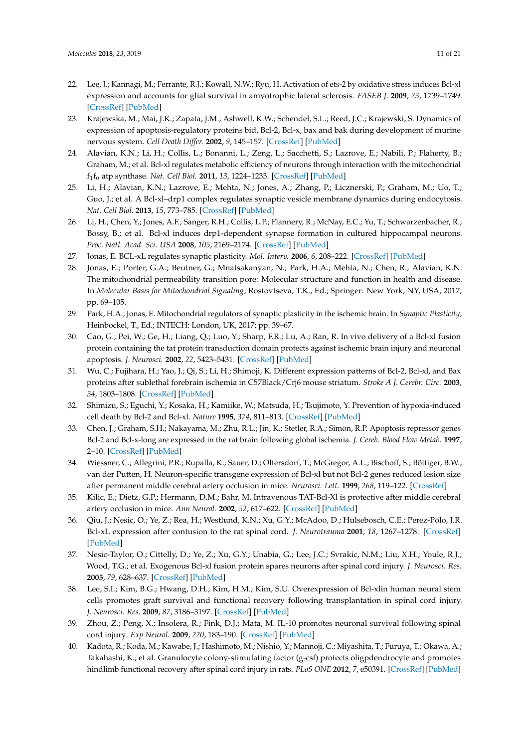22. Lee, J.; Kannagi, M.; Ferrante, R.J.; Kowall, N.W.; Ryu, H. Activation of ets-2 by oxidative stress induces Bcl-xl expression and accounts for glial survival in amyotrophic lateral sclerosis. *FASEB J.* **2009**, *23*, 1739–1749. [CrossRef] [PubMed]
23. Krajewska, M.; Mai, J.K.; Zapata, J.M.; Ashwell, K.W.; Schendel, S.L.; Reed, J.C.; Krajewski, S. Dynamics of expression of apoptosis-regulatory proteins bid, Bcl-2, Bcl-x, bax and bak during development of murine nervous system. *Cell Death Differ.* **2002**, *9*, 145–157. [CrossRef] [PubMed]
24. Alavian, K.N.; Li, H.; Collis, L.; Bonanni, L.; Zeng, L.; Sacchetti, S.; Lazrove, E.; Nabili, P.; Flaherty, B.; Graham, M.; et al. Bcl-xl regulates metabolic efficiency of neurons through interaction with the mitochondrial $f_1f_o$ atp synthase. *Nat. Cell Biol.* **2011**, *13*, 1224–1233. [CrossRef] [PubMed]
25. Li, H.; Alavian, K.N.; Lazrove, E.; Mehta, N.; Jones, A.; Zhang, P.; Licznerski, P.; Graham, M.; Uo, T.; Guo, J.; et al. A Bcl-xl–drp1 complex regulates synaptic vesicle membrane dynamics during endocytosis. *Nat. Cell Biol.* **2013**, *15*, 773–785. [CrossRef] [PubMed]
26. Li, H.; Chen, Y.; Jones, A.F.; Sanger, R.H.; Collis, L.P.; Flannery, R.; McNay, E.C.; Yu, T.; Schwarzenbacher, R.; Bossy, B.; et al. Bcl-xl induces drp1-dependent synapse formation in cultured hippocampal neurons. *Proc. Natl. Acad. Sci. USA* **2008**, *105*, 2169–2174. [CrossRef] [PubMed]
27. Jonas, E. BCL-xL regulates synaptic plasticity. *Mol. Interv.* **2006**, *6*, 208–222. [CrossRef] [PubMed]
28. Jonas, E.; Porter, G.A.; Beutner, G.; Mnatsakanyan, N.; Park, H.A.; Mehta, N.; Chen, R.; Alavian, K.N. The mitochondrial permeability transition pore: Molecular structure and function in health and disease. In *Molecular Basis for Mitochondrial Signaling*; Rostovtseva, T.K., Ed.; Springer: New York, NY, USA, 2017; pp. 69–105.
29. Park, H.A.; Jonas, E. Mitochondrial regulators of synaptic plasticity in the ischemic brain. In *Synaptic Plasticity*; Heinbockel, T., Ed.; INTECH: London, UK, 2017; pp. 39–67.
30. Cao, G.; Pei, W.; Ge, H.; Liang, Q.; Luo, Y.; Sharp, F.R.; Lu, A.; Ran, R. In vivo delivery of a Bcl-xl fusion protein containing the tat protein transduction domain protects against ischemic brain injury and neuronal apoptosis. *J. Neurosci.* **2002**, *22*, 5423–5431. [CrossRef] [PubMed]
31. Wu, C.; Fujihara, H.; Yao, J.; Qi, S.; Li, H.; Shimoji, K. Different expression patterns of Bcl-2, Bcl-xl, and Bax proteins after sublethal forebrain ischemia in C57Black/Crj6 mouse striatum. *Stroke A J. Cerebr. Circ.* **2003**, *34*, 1803–1808. [CrossRef] [PubMed]
32. Shimizu, S.; Eguchi, Y.; Kosaka, H.; Kamiike, W.; Matsuda, H.; Tsujimoto, Y. Prevention of hypoxia-induced cell death by Bcl-2 and Bcl-xl. *Nature* **1995**, *374*, 811–813. [CrossRef] [PubMed]
33. Chen, J.; Graham, S.H.; Nakayama, M.; Zhu, R.L.; Jin, K.; Stetler, R.A.; Simon, R.P. Apoptosis repressor genes Bcl-2 and Bcl-x-long are expressed in the rat brain following global ischemia. *J. Cereb. Blood Flow Metab.* **1997**, 2–10. [CrossRef] [PubMed]
34. Wiessner, C.; Allegrini, P.R.; Rupalla, K.; Sauer, D.; Oltersdorf, T.; McGregor, A.L.; Bischoff, S.; Böttiger, B.W.; van der Putten, H. Neuron-specific transgene expression of Bcl-xl but not Bcl-2 genes reduced lesion size after permanent middle cerebral artery occlusion in mice. *Neurosci. Lett.* **1999**, *268*, 119–122. [CrossRef]
35. Kilic, E.; Dietz, G.P.; Hermann, D.M.; Bahr, M. Intravenous TAT-Bcl-Xl is protective after middle cerebral artery occlusion in mice. *Ann Neurol.* **2002**, *52*, 617–622. [CrossRef] [PubMed]
36. Qiu, J.; Nesic, O.; Ye, Z.; Rea, H.; Westlund, K.N.; Xu, G.Y.; McAdoo, D.; Hulsebosch, C.E.; Perez-Polo, J.R. Bcl-xL expression after contusion to the rat spinal cord. *J. Neurotrauma* **2001**, *18*, 1267–1278. [CrossRef] [PubMed]
37. Nesic-Taylor, O.; Cittelly, D.; Ye, Z.; Xu, G.Y.; Unabia, G.; Lee, J.C.; Svrakic, N.M.; Liu, X.H.; Youle, R.J.; Wood, T.G.; et al. Exogenous Bcl-xl fusion protein spares neurons after spinal cord injury. *J. Neurosci. Res.* **2005**, *79*, 628–637. [CrossRef] [PubMed]
38. Lee, S.I.; Kim, B.G.; Hwang, D.H.; Kim, H.M.; Kim, S.U. Overexpression of Bcl-xlin human neural stem cells promotes graft survival and functional recovery following transplantation in spinal cord injury. *J. Neurosci. Res.* **2009**, *87*, 3186–3197. [CrossRef] [PubMed]
39. Zhou, Z.; Peng, X.; Insolera, R.; Fink, D.J.; Mata, M. IL-10 promotes neuronal survival following spinal cord injury. *Exp Neurol.* **2009**, *220*, 183–190. [CrossRef] [PubMed]
40. Kadota, R.; Koda, M.; Kawabe, J.; Hashimoto, M.; Nishio, Y.; Mannoji, C.; Miyashita, T.; Furuya, T.; Okawa, A.; Takahashi, K.; et al. Granulocyte colony-stimulating factor (g-csf) protects oligpdendrocyte and promotes hindlimb functional recovery after spinal cord injury in rats. *PLoS ONE* **2012**, *7*, e50391. [CrossRef] [PubMed]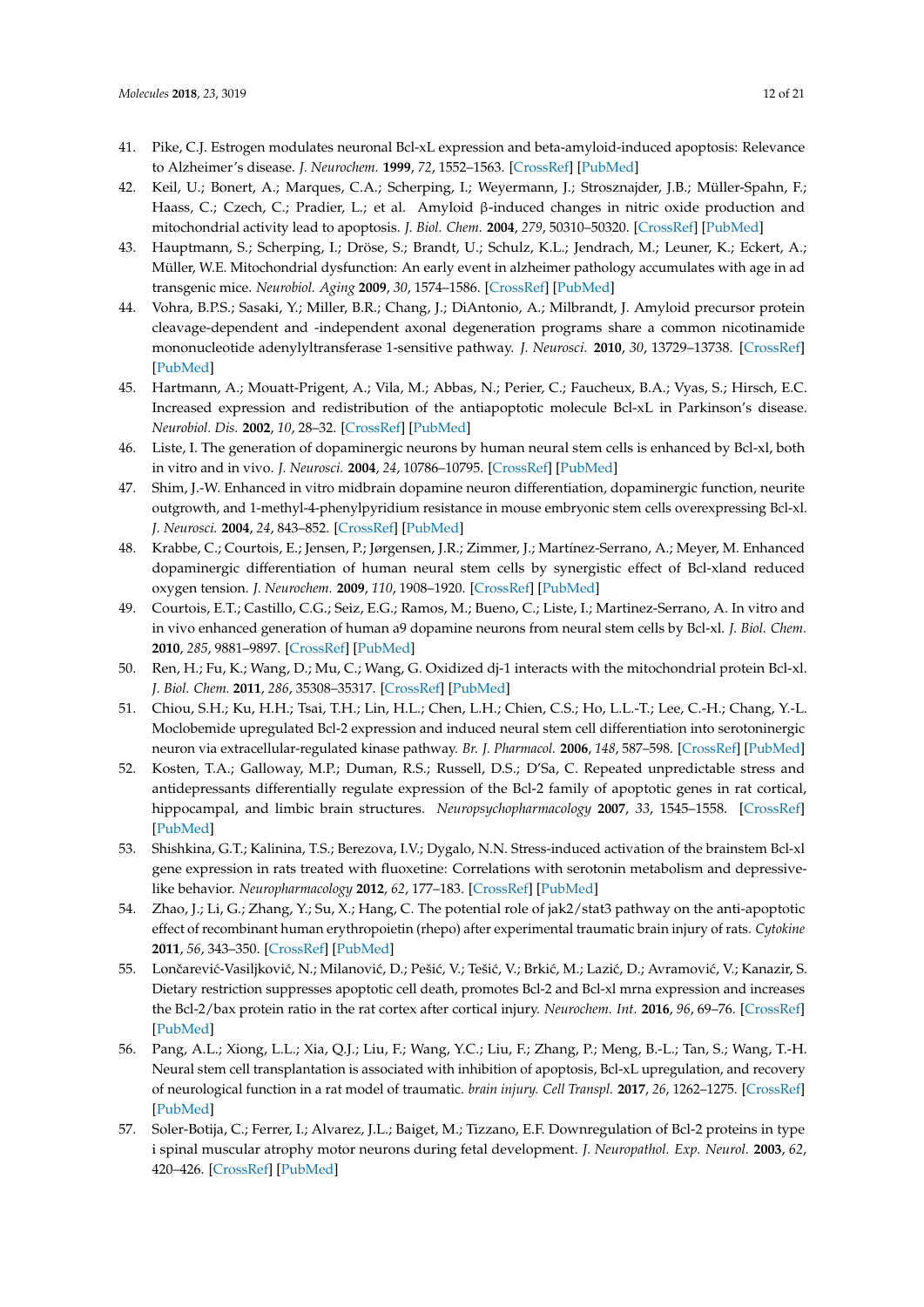41. Pike, C.J. Estrogen modulates neuronal Bcl-xL expression and beta-amyloid-induced apoptosis: Relevance to Alzheimer's disease. *J. Neurochem.* **1999**, *72*, 1552–1563. [CrossRef] [PubMed]
42. Keil, U.; Bonert, A.; Marques, C.A.; Scherping, I.; Weyermann, J.; Strosznajder, J.B.; Müller-Spahn, F.; Haass, C.; Czech, C.; Pradier, L.; et al. Amyloid β-induced changes in nitric oxide production and mitochondrial activity lead to apoptosis. *J. Biol. Chem.* **2004**, *279*, 50310–50320. [CrossRef] [PubMed]
43. Hauptmann, S.; Scherping, I.; Dröse, S.; Brandt, U.; Schulz, K.L.; Jendrach, M.; Leuner, K.; Eckert, A.; Müller, W.E. Mitochondrial dysfunction: An early event in alzheimer pathology accumulates with age in ad transgenic mice. *Neurobiol. Aging* **2009**, *30*, 1574–1586. [CrossRef] [PubMed]
44. Vohra, B.P.S.; Sasaki, Y.; Miller, B.R.; Chang, J.; DiAntonio, A.; Milbrandt, J. Amyloid precursor protein cleavage-dependent and -independent axonal degeneration programs share a common nicotinamide mononucleotide adenylyltransferase 1-sensitive pathway. *J. Neurosci.* **2010**, *30*, 13729–13738. [CrossRef] [PubMed]
45. Hartmann, A.; Mouatt-Prigent, A.; Vila, M.; Abbas, N.; Perier, C.; Faucheux, B.A.; Vyas, S.; Hirsch, E.C. Increased expression and redistribution of the antiapoptotic molecule Bcl-xL in Parkinson's disease. *Neurobiol. Dis.* **2002**, *10*, 28–32. [CrossRef] [PubMed]
46. Liste, I. The generation of dopaminergic neurons by human neural stem cells is enhanced by Bcl-xl, both in vitro and in vivo. *J. Neurosci.* **2004**, *24*, 10786–10795. [CrossRef] [PubMed]
47. Shim, J.-W. Enhanced in vitro midbrain dopamine neuron differentiation, dopaminergic function, neurite outgrowth, and 1-methyl-4-phenylpyridium resistance in mouse embryonic stem cells overexpressing Bcl-xl. *J. Neurosci.* **2004**, *24*, 843–852. [CrossRef] [PubMed]
48. Krabbe, C.; Courtois, E.; Jensen, P.; Jørgensen, J.R.; Zimmer, J.; Martínez-Serrano, A.; Meyer, M. Enhanced dopaminergic differentiation of human neural stem cells by synergistic effect of Bcl-xland reduced oxygen tension. *J. Neurochem.* **2009**, *110*, 1908–1920. [CrossRef] [PubMed]
49. Courtois, E.T.; Castillo, C.G.; Seiz, E.G.; Ramos, M.; Bueno, C.; Liste, I.; Martinez-Serrano, A. In vitro and in vivo enhanced generation of human a9 dopamine neurons from neural stem cells by Bcl-xl. *J. Biol. Chem.* **2010**, *285*, 9881–9897. [CrossRef] [PubMed]
50. Ren, H.; Fu, K.; Wang, D.; Mu, C.; Wang, G. Oxidized dj-1 interacts with the mitochondrial protein Bcl-xl. *J. Biol. Chem.* **2011**, *286*, 35308–35317. [CrossRef] [PubMed]
51. Chiou, S.H.; Ku, H.H.; Tsai, T.H.; Lin, H.L.; Chen, L.H.; Chien, C.S.; Ho, L.L.-T.; Lee, C.-H.; Chang, Y.-L. Moclobemide upregulated Bcl-2 expression and induced neural stem cell differentiation into serotoninergic neuron via extracellular-regulated kinase pathway. *Br. J. Pharmacol.* **2006**, *148*, 587–598. [CrossRef] [PubMed]
52. Kosten, T.A.; Galloway, M.P.; Duman, R.S.; Russell, D.S.; D'Sa, C. Repeated unpredictable stress and antidepressants differentially regulate expression of the Bcl-2 family of apoptotic genes in rat cortical, hippocampal, and limbic brain structures. *Neuropsychopharmacology* **2007**, *33*, 1545–1558. [CrossRef] [PubMed]
53. Shishkina, G.T.; Kalinina, T.S.; Berezova, I.V.; Dygalo, N.N. Stress-induced activation of the brainstem Bcl-xl gene expression in rats treated with fluoxetine: Correlations with serotonin metabolism and depressive-like behavior. *Neuropharmacology* **2012**, *62*, 177–183. [CrossRef] [PubMed]
54. Zhao, J.; Li, G.; Zhang, Y.; Su, X.; Hang, C. The potential role of jak2/stat3 pathway on the anti-apoptotic effect of recombinant human erythropoietin (rhepo) after experimental traumatic brain injury of rats. *Cytokine* **2011**, *56*, 343–350. [CrossRef] [PubMed]
55. Lončarević-Vasiljković, N.; Milanović, D.; Pešić, V.; Tešić, V.; Brkić, M.; Lazić, D.; Avramović, V.; Kanazir, S. Dietary restriction suppresses apoptotic cell death, promotes Bcl-2 and Bcl-xl mrna expression and increases the Bcl-2/bax protein ratio in the rat cortex after cortical injury. *Neurochem. Int.* **2016**, *96*, 69–76. [CrossRef] [PubMed]
56. Pang, A.L.; Xiong, L.L.; Xia, Q.J.; Liu, F.; Wang, Y.C.; Liu, F.; Zhang, P.; Meng, B.-L.; Tan, S.; Wang, T.-H. Neural stem cell transplantation is associated with inhibition of apoptosis, Bcl-xL upregulation, and recovery of neurological function in a rat model of traumatic. *brain injury. Cell Transpl.* **2017**, *26*, 1262–1275. [CrossRef] [PubMed]
57. Soler-Botija, C.; Ferrer, I.; Alvarez, J.L.; Baiget, M.; Tizzano, E.F. Downregulation of Bcl-2 proteins in type i spinal muscular atrophy motor neurons during fetal development. *J. Neuropathol. Exp. Neurol.* **2003**, *62*, 420–426. [CrossRef] [PubMed]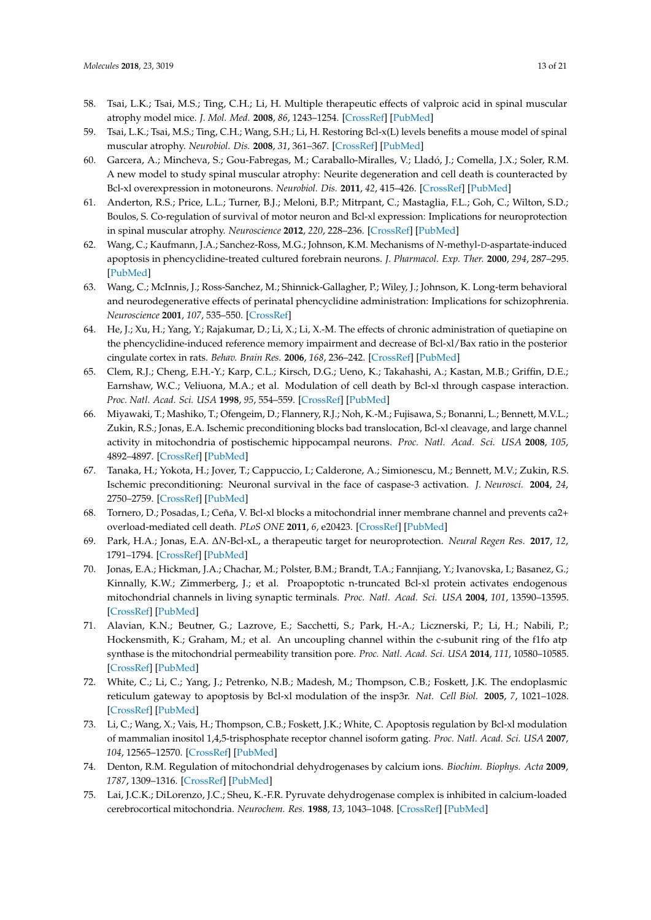58. Tsai, L.K.; Tsai, M.S.; Ting, C.H.; Li, H. Multiple therapeutic effects of valproic acid in spinal muscular atrophy model mice. *J. Mol. Med.* **2008**, *86*, 1243–1254. [CrossRef] [PubMed]
59. Tsai, L.K.; Tsai, M.S.; Ting, C.H.; Wang, S.H.; Li, H. Restoring Bcl-x(L) levels benefits a mouse model of spinal muscular atrophy. *Neurobiol. Dis.* **2008**, *31*, 361–367. [CrossRef] [PubMed]
60. Garcera, A.; Mincheva, S.; Gou-Fabregas, M.; Caraballo-Miralles, V.; Lladó, J.; Comella, J.X.; Soler, R.M. A new model to study spinal muscular atrophy: Neurite degeneration and cell death is counteracted by Bcl-xl overexpression in motoneurons. *Neurobiol. Dis.* **2011**, *42*, 415–426. [CrossRef] [PubMed]
61. Anderton, R.S.; Price, L.L.; Turner, B.J.; Meloni, B.P.; Mitrpant, C.; Mastaglia, F.L.; Goh, C.; Wilton, S.D.; Boulos, S. Co-regulation of survival of motor neuron and Bcl-xl expression: Implications for neuroprotection in spinal muscular atrophy. *Neuroscience* **2012**, *220*, 228–236. [CrossRef] [PubMed]
62. Wang, C.; Kaufmann, J.A.; Sanchez-Ross, M.G.; Johnson, K.M. Mechanisms of *N*-methyl-D-aspartate-induced apoptosis in phencyclidine-treated cultured forebrain neurons. *J. Pharmacol. Exp. Ther.* **2000**, *294*, 287–295. [PubMed]
63. Wang, C.; McInnis, J.; Ross-Sanchez, M.; Shinnick-Gallagher, P.; Wiley, J.; Johnson, K. Long-term behavioral and neurodegenerative effects of perinatal phencyclidine administration: Implications for schizophrenia. *Neuroscience* **2001**, *107*, 535–550. [CrossRef]
64. He, J.; Xu, H.; Yang, Y.; Rajakumar, D.; Li, X.; Li, X.-M. The effects of chronic administration of quetiapine on the phencyclidine-induced reference memory impairment and decrease of Bcl-xl/Bax ratio in the posterior cingulate cortex in rats. *Behav. Brain Res.* **2006**, *168*, 236–242. [CrossRef] [PubMed]
65. Clem, R.J.; Cheng, E.H.-Y.; Karp, C.L.; Kirsch, D.G.; Ueno, K.; Takahashi, A.; Kastan, M.B.; Griffin, D.E.; Earnshaw, W.C.; Veliuona, M.A.; et al. Modulation of cell death by Bcl-xl through caspase interaction. *Proc. Natl. Acad. Sci. USA* **1998**, *95*, 554–559. [CrossRef] [PubMed]
66. Miyawaki, T.; Mashiko, T.; Ofengeim, D.; Flannery, R.J.; Noh, K.-M.; Fujisawa, S.; Bonanni, L.; Bennett, M.V.L.; Zukin, R.S.; Jonas, E.A. Ischemic preconditioning blocks bad translocation, Bcl-xl cleavage, and large channel activity in mitochondria of postischemic hippocampal neurons. *Proc. Natl. Acad. Sci. USA* **2008**, *105*, 4892–4897. [CrossRef] [PubMed]
67. Tanaka, H.; Yokota, H.; Jover, T.; Cappuccio, I.; Calderone, A.; Simionescu, M.; Bennett, M.V.; Zukin, R.S. Ischemic preconditioning: Neuronal survival in the face of caspase-3 activation. *J. Neurosci.* **2004**, *24*, 2750–2759. [CrossRef] [PubMed]
68. Tornero, D.; Posadas, I.; Ceña, V. Bcl-xl blocks a mitochondrial inner membrane channel and prevents ca2+ overload-mediated cell death. *PLoS ONE* **2011**, *6*, e20423. [CrossRef] [PubMed]
69. Park, H.A.; Jonas, E.A. ΔN-Bcl-xL, a therapeutic target for neuroprotection. *Neural Regen Res.* **2017**, *12*, 1791–1794. [CrossRef] [PubMed]
70. Jonas, E.A.; Hickman, J.A.; Chachar, M.; Polster, B.M.; Brandt, T.A.; Fannjiang, Y.; Ivanovska, I.; Basanez, G.; Kinnally, K.W.; Zimmerberg, J.; et al. Proapoptotic n-truncated Bcl-xl protein activates endogenous mitochondrial channels in living synaptic terminals. *Proc. Natl. Acad. Sci. USA* **2004**, *101*, 13590–13595. [CrossRef] [PubMed]
71. Alavian, K.N.; Beutner, G.; Lazrove, E.; Sacchetti, S.; Park, H.-A.; Licznerski, P.; Li, H.; Nabili, P.; Hockensmith, K.; Graham, M.; et al. An uncoupling channel within the c-subunit ring of the f1fo atp synthase is the mitochondrial permeability transition pore. *Proc. Natl. Acad. Sci. USA* **2014**, *111*, 10580–10585. [CrossRef] [PubMed]
72. White, C.; Li, C.; Yang, J.; Petrenko, N.B.; Madesh, M.; Thompson, C.B.; Foskett, J.K. The endoplasmic reticulum gateway to apoptosis by Bcl-xl modulation of the insp3r. *Nat. Cell Biol.* **2005**, *7*, 1021–1028. [CrossRef] [PubMed]
73. Li, C.; Wang, X.; Vais, H.; Thompson, C.B.; Foskett, J.K.; White, C. Apoptosis regulation by Bcl-xl modulation of mammalian inositol 1,4,5-trisphosphate receptor channel isoform gating. *Proc. Natl. Acad. Sci. USA* **2007**, *104*, 12565–12570. [CrossRef] [PubMed]
74. Denton, R.M. Regulation of mitochondrial dehydrogenases by calcium ions. *Biochim. Biophys. Acta* **2009**, *1787*, 1309–1316. [CrossRef] [PubMed]
75. Lai, J.C.K.; DiLorenzo, J.C.; Sheu, K.-F.R. Pyruvate dehydrogenase complex is inhibited in calcium-loaded cerebrocortical mitochondria. *Neurochem. Res.* **1988**, *13*, 1043–1048. [CrossRef] [PubMed]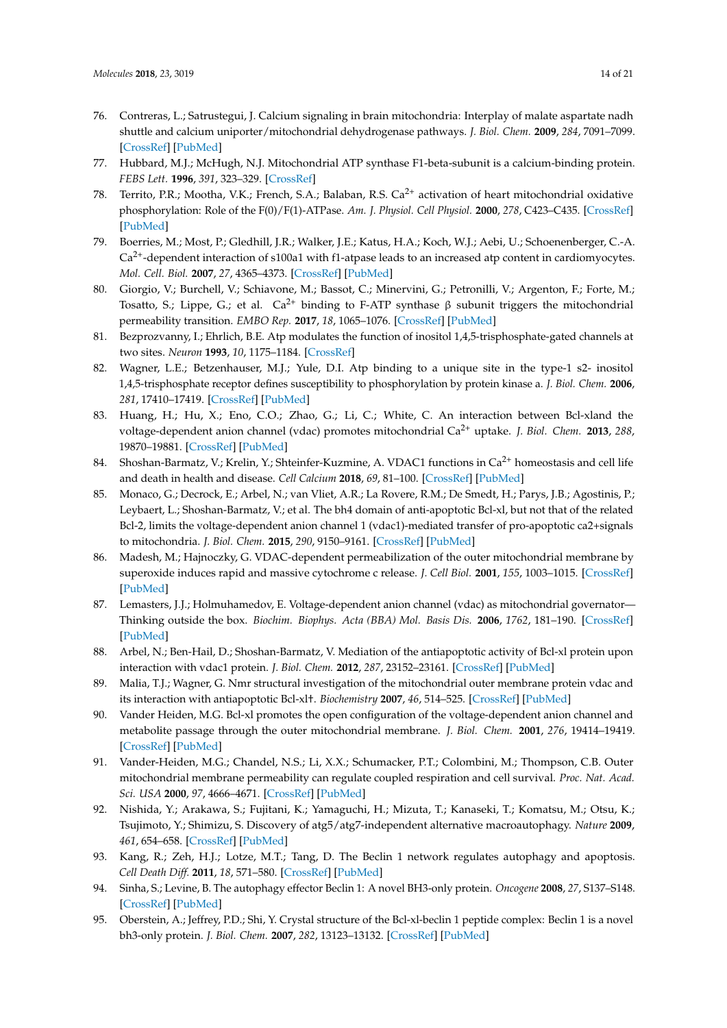76. Contreras, L.; Satrustegui, J. Calcium signaling in brain mitochondria: Interplay of malate aspartate nadh shuttle and calcium uniporter/mitochondrial dehydrogenase pathways. *J. Biol. Chem.* **2009**, *284*, 7091–7099. [CrossRef] [PubMed]
77. Hubbard, M.J.; McHugh, N.J. Mitochondrial ATP synthase F1-beta-subunit is a calcium-binding protein. *FEBS Lett.* **1996**, *391*, 323–329. [CrossRef]
78. Territo, P.R.; Mootha, V.K.; French, S.A.; Balaban, R.S. $Ca^{2+}$ activation of heart mitochondrial oxidative phosphorylation: Role of the F(0)/F(1)-ATPase. *Am. J. Physiol. Cell Physiol.* **2000**, *278*, C423–C435. [CrossRef] [PubMed]
79. Boerries, M.; Most, P.; Gledhill, J.R.; Walker, J.E.; Katus, H.A.; Koch, W.J.; Aebi, U.; Schoenenberger, C.-A. $Ca^{2+}$-dependent interaction of s100a1 with f1-atpase leads to an increased atp content in cardiomyocytes. *Mol. Cell. Biol.* **2007**, *27*, 4365–4373. [CrossRef] [PubMed]
80. Giorgio, V.; Burchell, V.; Schiavone, M.; Bassot, C.; Minervini, G.; Petronilli, V.; Argenton, F.; Forte, M.; Tosatto, S.; Lippe, G.; et al. $Ca^{2+}$ binding to F-ATP synthase β subunit triggers the mitochondrial permeability transition. *EMBO Rep.* **2017**, *18*, 1065–1076. [CrossRef] [PubMed]
81. Bezprozvanny, I.; Ehrlich, B.E. Atp modulates the function of inositol 1,4,5-trisphosphate-gated channels at two sites. *Neuron* **1993**, *10*, 1175–1184. [CrossRef]
82. Wagner, L.E.; Betzenhauser, M.J.; Yule, D.I. Atp binding to a unique site in the type-1 s2- inositol 1,4,5-trisphosphate receptor defines susceptibility to phosphorylation by protein kinase a. *J. Biol. Chem.* **2006**, *281*, 17410–17419. [CrossRef] [PubMed]
83. Huang, H.; Hu, X.; Eno, C.O.; Zhao, G.; Li, C.; White, C. An interaction between Bcl-xland the voltage-dependent anion channel (vdac) promotes mitochondrial $Ca^{2+}$ uptake. *J. Biol. Chem.* **2013**, *288*, 19870–19881. [CrossRef] [PubMed]
84. Shoshan-Barmatz, V.; Krelin, Y.; Shteinfer-Kuzmine, A. VDAC1 functions in $Ca^{2+}$ homeostasis and cell life and death in health and disease. *Cell Calcium* **2018**, *69*, 81–100. [CrossRef] [PubMed]
85. Monaco, G.; Decrock, E.; Arbel, N.; van Vliet, A.R.; La Rovere, R.M.; De Smedt, H.; Parys, J.B.; Agostinis, P.; Leybaert, L.; Shoshan-Barmatz, V.; et al. The bh4 domain of anti-apoptotic Bcl-xl, but not that of the related Bcl-2, limits the voltage-dependent anion channel 1 (vdac1)-mediated transfer of pro-apoptotic ca2+signals to mitochondria. *J. Biol. Chem.* **2015**, *290*, 9150–9161. [CrossRef] [PubMed]
86. Madesh, M.; Hajnoczky, G. VDAC-dependent permeabilization of the outer mitochondrial membrane by superoxide induces rapid and massive cytochrome c release. *J. Cell Biol.* **2001**, *155*, 1003–1015. [CrossRef] [PubMed]
87. Lemasters, J.J.; Holmuhamedov, E. Voltage-dependent anion channel (vdac) as mitochondrial governor—Thinking outside the box. *Biochim. Biophys. Acta (BBA) Mol. Basis Dis.* **2006**, *1762*, 181–190. [CrossRef] [PubMed]
88. Arbel, N.; Ben-Hail, D.; Shoshan-Barmatz, V. Mediation of the antiapoptotic activity of Bcl-xl protein upon interaction with vdac1 protein. *J. Biol. Chem.* **2012**, *287*, 23152–23161. [CrossRef] [PubMed]
89. Malia, T.J.; Wagner, G. Nmr structural investigation of the mitochondrial outer membrane protein vdac and its interaction with antiapoptotic Bcl-xl†. *Biochemistry* **2007**, *46*, 514–525. [CrossRef] [PubMed]
90. Vander Heiden, M.G. Bcl-xl promotes the open configuration of the voltage-dependent anion channel and metabolite passage through the outer mitochondrial membrane. *J. Biol. Chem.* **2001**, *276*, 19414–19419. [CrossRef] [PubMed]
91. Vander-Heiden, M.G.; Chandel, N.S.; Li, X.X.; Schumacker, P.T.; Colombini, M.; Thompson, C.B. Outer mitochondrial membrane permeability can regulate coupled respiration and cell survival. *Proc. Nat. Acad. Sci. USA* **2000**, *97*, 4666–4671. [CrossRef] [PubMed]
92. Nishida, Y.; Arakawa, S.; Fujitani, K.; Yamaguchi, H.; Mizuta, T.; Kanaseki, T.; Komatsu, M.; Otsu, K.; Tsujimoto, Y.; Shimizu, S. Discovery of atg5/atg7-independent alternative macroautophagy. *Nature* **2009**, *461*, 654–658. [CrossRef] [PubMed]
93. Kang, R.; Zeh, H.J.; Lotze, M.T.; Tang, D. The Beclin 1 network regulates autophagy and apoptosis. *Cell Death Diff.* **2011**, *18*, 571–580. [CrossRef] [PubMed]
94. Sinha, S.; Levine, B. The autophagy effector Beclin 1: A novel BH3-only protein. *Oncogene* **2008**, *27*, S137–S148. [CrossRef] [PubMed]
95. Oberstein, A.; Jeffrey, P.D.; Shi, Y. Crystal structure of the Bcl-xl-beclin 1 peptide complex: Beclin 1 is a novel bh3-only protein. *J. Biol. Chem.* **2007**, *282*, 13123–13132. [CrossRef] [PubMed]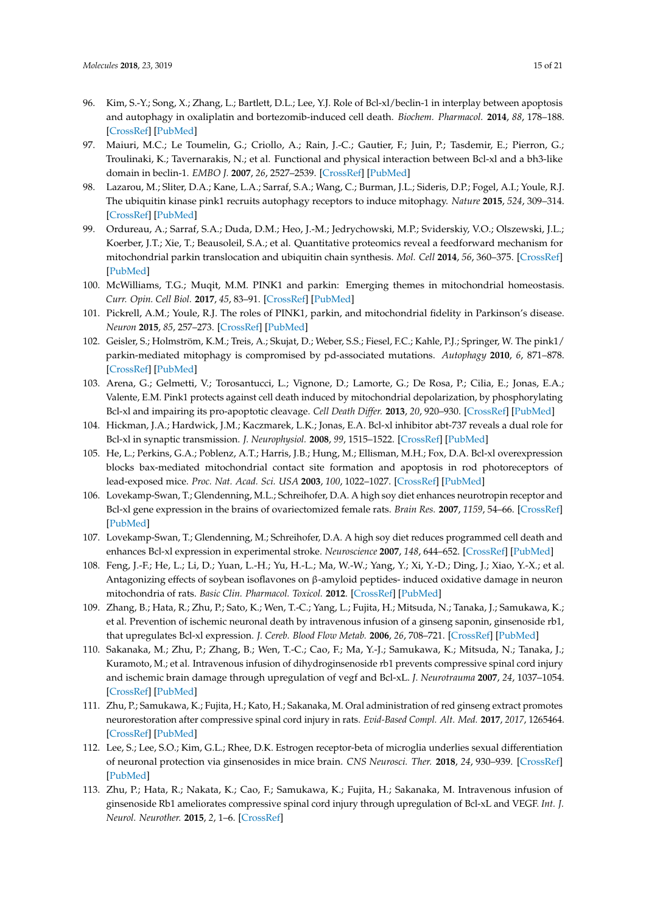96. Kim, S.-Y.; Song, X.; Zhang, L.; Bartlett, D.L.; Lee, Y.J. Role of Bcl-xl/beclin-1 in interplay between apoptosis and autophagy in oxaliplatin and bortezomib-induced cell death. *Biochem. Pharmacol.* **2014**, *88*, 178–188. [CrossRef] [PubMed]
97. Maiuri, M.C.; Le Toumelin, G.; Criollo, A.; Rain, J.-C.; Gautier, F.; Juin, P.; Tasdemir, E.; Pierron, G.; Troulinaki, K.; Tavernarakis, N.; et al. Functional and physical interaction between Bcl-xl and a bh3-like domain in beclin-1. *EMBO J.* **2007**, *26*, 2527–2539. [CrossRef] [PubMed]
98. Lazarou, M.; Sliter, D.A.; Kane, L.A.; Sarraf, S.A.; Wang, C.; Burman, J.L.; Sideris, D.P.; Fogel, A.I.; Youle, R.J. The ubiquitin kinase pink1 recruits autophagy receptors to induce mitophagy. *Nature* **2015**, *524*, 309–314. [CrossRef] [PubMed]
99. Ordureau, A.; Sarraf, S.A.; Duda, D.M.; Heo, J.-M.; Jedrychowski, M.P.; Sviderskiy, V.O.; Olszewski, J.L.; Koerber, J.T.; Xie, T.; Beausoleil, S.A.; et al. Quantitative proteomics reveal a feedforward mechanism for mitochondrial parkin translocation and ubiquitin chain synthesis. *Mol. Cell* **2014**, *56*, 360–375. [CrossRef] [PubMed]
100. McWilliams, T.G.; Muqit, M.M. PINK1 and parkin: Emerging themes in mitochondrial homeostasis. *Curr. Opin. Cell Biol.* **2017**, *45*, 83–91. [CrossRef] [PubMed]
101. Pickrell, A.M.; Youle, R.J. The roles of PINK1, parkin, and mitochondrial fidelity in Parkinson's disease. *Neuron* **2015**, *85*, 257–273. [CrossRef] [PubMed]
102. Geisler, S.; Holmström, K.M.; Treis, A.; Skujat, D.; Weber, S.S.; Fiesel, F.C.; Kahle, P.J.; Springer, W. The pink1/parkin-mediated mitophagy is compromised by pd-associated mutations. *Autophagy* **2010**, *6*, 871–878. [CrossRef] [PubMed]
103. Arena, G.; Gelmetti, V.; Torosantucci, L.; Vignone, D.; Lamorte, G.; De Rosa, P.; Cilia, E.; Jonas, E.A.; Valente, E.M. Pink1 protects against cell death induced by mitochondrial depolarization, by phosphorylating Bcl-xl and impairing its pro-apoptotic cleavage. *Cell Death Differ.* **2013**, *20*, 920–930. [CrossRef] [PubMed]
104. Hickman, J.A.; Hardwick, J.M.; Kaczmarek, L.K.; Jonas, E.A. Bcl-xl inhibitor abt-737 reveals a dual role for Bcl-xl in synaptic transmission. *J. Neurophysiol.* **2008**, *99*, 1515–1522. [CrossRef] [PubMed]
105. He, L.; Perkins, G.A.; Poblenz, A.T.; Harris, J.B.; Hung, M.; Ellisman, M.H.; Fox, D.A. Bcl-xl overexpression blocks bax-mediated mitochondrial contact site formation and apoptosis in rod photoreceptors of lead-exposed mice. *Proc. Nat. Acad. Sci. USA* **2003**, *100*, 1022–1027. [CrossRef] [PubMed]
106. Lovekamp-Swan, T.; Glendenning, M.L.; Schreihofer, D.A. A high soy diet enhances neurotropin receptor and Bcl-xl gene expression in the brains of ovariectomized female rats. *Brain Res.* **2007**, *1159*, 54–66. [CrossRef] [PubMed]
107. Lovekamp-Swan, T.; Glendenning, M.; Schreihofer, D.A. A high soy diet reduces programmed cell death and enhances Bcl-xl expression in experimental stroke. *Neuroscience* **2007**, *148*, 644–652. [CrossRef] [PubMed]
108. Feng, J.-F.; He, L.; Li, D.; Yuan, L.-H.; Yu, H.-L.; Ma, W.-W.; Yang, Y.; Xi, Y.-D.; Ding, J.; Xiao, Y.-X.; et al. Antagonizing effects of soybean isoflavones on β-amyloid peptides- induced oxidative damage in neuron mitochondria of rats. *Basic Clin. Pharmacol. Toxicol.* **2012**. [CrossRef] [PubMed]
109. Zhang, B.; Hata, R.; Zhu, P.; Sato, K.; Wen, T.-C.; Yang, L.; Fujita, H.; Mitsuda, N.; Tanaka, J.; Samukawa, K.; et al. Prevention of ischemic neuronal death by intravenous infusion of a ginseng saponin, ginsenoside rb1, that upregulates Bcl-xl expression. *J. Cereb. Blood Flow Metab.* **2006**, *26*, 708–721. [CrossRef] [PubMed]
110. Sakanaka, M.; Zhu, P.; Zhang, B.; Wen, T.-C.; Cao, F.; Ma, Y.-J.; Samukawa, K.; Mitsuda, N.; Tanaka, J.; Kuramoto, M.; et al. Intravenous infusion of dihydroginsenoside rb1 prevents compressive spinal cord injury and ischemic brain damage through upregulation of vegf and Bcl-xL. *J. Neurotrauma* **2007**, *24*, 1037–1054. [CrossRef] [PubMed]
111. Zhu, P.; Samukawa, K.; Fujita, H.; Kato, H.; Sakanaka, M. Oral administration of red ginseng extract promotes neurorestoration after compressive spinal cord injury in rats. *Evid-Based Compl. Alt. Med.* **2017**, *2017*, 1265464. [CrossRef] [PubMed]
112. Lee, S.; Lee, S.O.; Kim, G.L.; Rhee, D.K. Estrogen receptor-beta of microglia underlies sexual differentiation of neuronal protection via ginsenosides in mice brain. *CNS Neurosci. Ther.* **2018**, *24*, 930–939. [CrossRef] [PubMed]
113. Zhu, P.; Hata, R.; Nakata, K.; Cao, F.; Samukawa, K.; Fujita, H.; Sakanaka, M. Intravenous infusion of ginsenoside Rb1 ameliorates compressive spinal cord injury through upregulation of Bcl-xL and VEGF. *Int. J. Neurol. Neurother.* **2015**, *2*, 1–6. [CrossRef]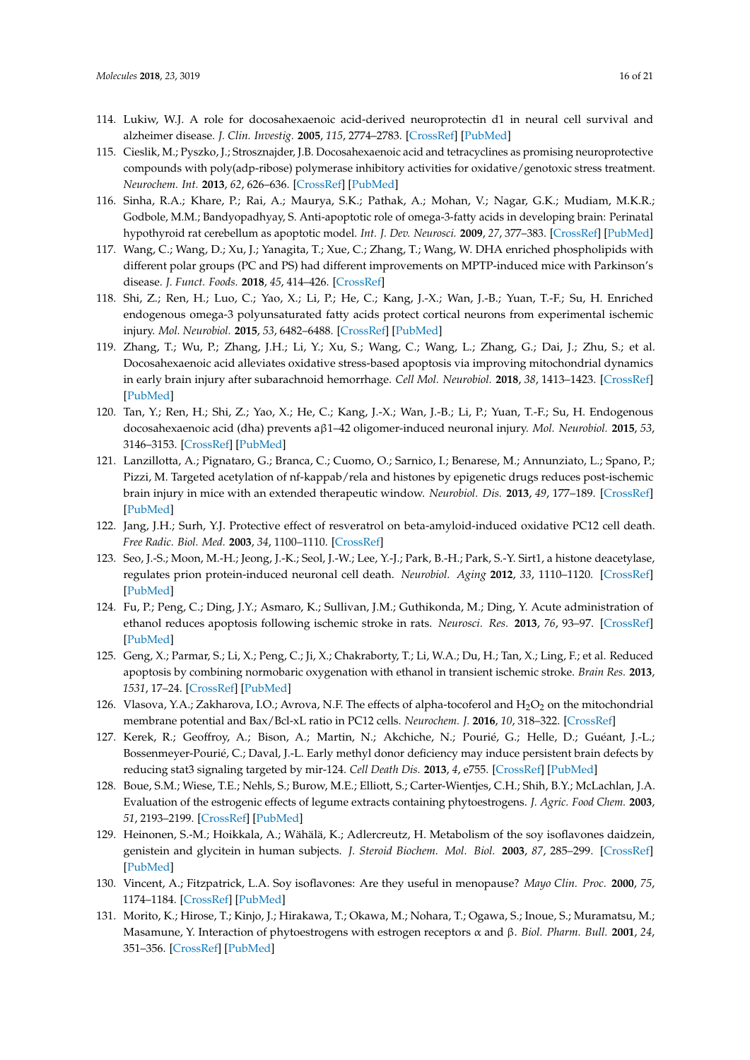114. Lukiw, W.J. A role for docosahexaenoic acid-derived neuroprotectin d1 in neural cell survival and alzheimer disease. *J. Clin. Investig.* **2005**, *115*, 2774–2783. [CrossRef] [PubMed]
115. Cieslik, M.; Pyszko, J.; Strosznajder, J.B. Docosahexaenoic acid and tetracyclines as promising neuroprotective compounds with poly(adp-ribose) polymerase inhibitory activities for oxidative/genotoxic stress treatment. *Neurochem. Int.* **2013**, *62*, 626–636. [CrossRef] [PubMed]
116. Sinha, R.A.; Khare, P.; Rai, A.; Maurya, S.K.; Pathak, A.; Mohan, V.; Nagar, G.K.; Mudiam, M.K.R.; Godbole, M.M.; Bandyopadhyay, S. Anti-apoptotic role of omega-3-fatty acids in developing brain: Perinatal hypothyroid rat cerebellum as apoptotic model. *Int. J. Dev. Neurosci.* **2009**, *27*, 377–383. [CrossRef] [PubMed]
117. Wang, C.; Wang, D.; Xu, J.; Yanagita, T.; Xue, C.; Zhang, T.; Wang, W. DHA enriched phospholipids with different polar groups (PC and PS) had different improvements on MPTP-induced mice with Parkinson's disease. *J. Funct. Foods.* **2018**, *45*, 414–426. [CrossRef]
118. Shi, Z.; Ren, H.; Luo, C.; Yao, X.; Li, P.; He, C.; Kang, J.-X.; Wan, J.-B.; Yuan, T.-F.; Su, H. Enriched endogenous omega-3 polyunsaturated fatty acids protect cortical neurons from experimental ischemic injury. *Mol. Neurobiol.* **2015**, *53*, 6482–6488. [CrossRef] [PubMed]
119. Zhang, T.; Wu, P.; Zhang, J.H.; Li, Y.; Xu, S.; Wang, C.; Wang, L.; Zhang, G.; Dai, J.; Zhu, S.; et al. Docosahexaenoic acid alleviates oxidative stress-based apoptosis via improving mitochondrial dynamics in early brain injury after subarachnoid hemorrhage. *Cell Mol. Neurobiol.* **2018**, *38*, 1413–1423. [CrossRef] [PubMed]
120. Tan, Y.; Ren, H.; Shi, Z.; Yao, X.; He, C.; Kang, J.-X.; Wan, J.-B.; Li, P.; Yuan, T.-F.; Su, H. Endogenous docosahexaenoic acid (dha) prevents aβ1–42 oligomer-induced neuronal injury. *Mol. Neurobiol.* **2015**, *53*, 3146–3153. [CrossRef] [PubMed]
121. Lanzillotta, A.; Pignataro, G.; Branca, C.; Cuomo, O.; Sarnico, I.; Benarese, M.; Annunziato, L.; Spano, P.; Pizzi, M. Targeted acetylation of nf-kappab/rela and histones by epigenetic drugs reduces post-ischemic brain injury in mice with an extended therapeutic window. *Neurobiol. Dis.* **2013**, *49*, 177–189. [CrossRef] [PubMed]
122. Jang, J.H.; Surh, Y.J. Protective effect of resveratrol on beta-amyloid-induced oxidative PC12 cell death. *Free Radic. Biol. Med.* **2003**, *34*, 1100–1110. [CrossRef]
123. Seo, J.-S.; Moon, M.-H.; Jeong, J.-K.; Seol, J.-W.; Lee, Y.-J.; Park, B.-H.; Park, S.-Y. Sirt1, a histone deacetylase, regulates prion protein-induced neuronal cell death. *Neurobiol. Aging* **2012**, *33*, 1110–1120. [CrossRef] [PubMed]
124. Fu, P.; Peng, C.; Ding, J.Y.; Asmaro, K.; Sullivan, J.M.; Guthikonda, M.; Ding, Y. Acute administration of ethanol reduces apoptosis following ischemic stroke in rats. *Neurosci. Res.* **2013**, *76*, 93–97. [CrossRef] [PubMed]
125. Geng, X.; Parmar, S.; Li, X.; Peng, C.; Ji, X.; Chakraborty, T.; Li, W.A.; Du, H.; Tan, X.; Ling, F.; et al. Reduced apoptosis by combining normobaric oxygenation with ethanol in transient ischemic stroke. *Brain Res.* **2013**, *1531*, 17–24. [CrossRef] [PubMed]
126. Vlasova, Y.A.; Zakharova, I.O.; Avrova, N.F. The effects of alpha-tocoferol and $H_2O_2$ on the mitochondrial membrane potential and Bax/Bcl-xL ratio in PC12 cells. *Neurochem. J.* **2016**, *10*, 318–322. [CrossRef]
127. Kerek, R.; Geoffroy, A.; Bison, A.; Martin, N.; Akchiche, N.; Pourié, G.; Helle, D.; Guéant, J.-L.; Bossenmeyer-Pourié, C.; Daval, J.-L. Early methyl donor deficiency may induce persistent brain defects by reducing stat3 signaling targeted by mir-124. *Cell Death Dis.* **2013**, *4*, e755. [CrossRef] [PubMed]
128. Boue, S.M.; Wiese, T.E.; Nehls, S.; Burow, M.E.; Elliott, S.; Carter-Wientjes, C.H.; Shih, B.Y.; McLachlan, J.A. Evaluation of the estrogenic effects of legume extracts containing phytoestrogens. *J. Agric. Food Chem.* **2003**, *51*, 2193–2199. [CrossRef] [PubMed]
129. Heinonen, S.-M.; Hoikkala, A.; Wähälä, K.; Adlercreutz, H. Metabolism of the soy isoflavones daidzein, genistein and glycitein in human subjects. *J. Steroid Biochem. Mol. Biol.* **2003**, *87*, 285–299. [CrossRef] [PubMed]
130. Vincent, A.; Fitzpatrick, L.A. Soy isoflavones: Are they useful in menopause? *Mayo Clin. Proc.* **2000**, *75*, 1174–1184. [CrossRef] [PubMed]
131. Morito, K.; Hirose, T.; Kinjo, J.; Hirakawa, T.; Okawa, M.; Nohara, T.; Ogawa, S.; Inoue, S.; Muramatsu, M.; Masamune, Y. Interaction of phytoestrogens with estrogen receptors α and β. *Biol. Pharm. Bull.* **2001**, *24*, 351–356. [CrossRef] [PubMed]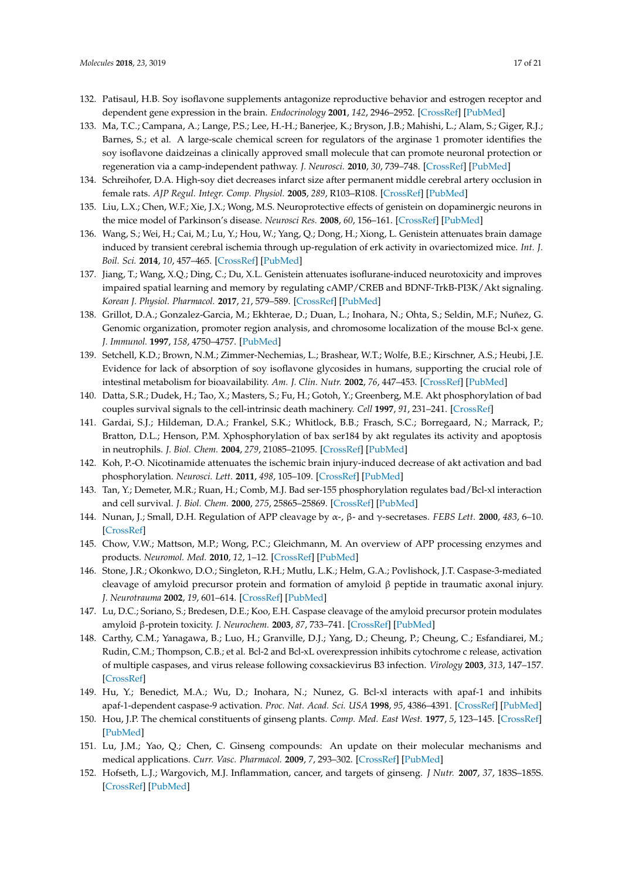132. Patisaul, H.B. Soy isoflavone supplements antagonize reproductive behavior and estrogen receptor and dependent gene expression in the brain. *Endocrinology* **2001**, *142*, 2946–2952. [CrossRef] [PubMed]
133. Ma, T.C.; Campana, A.; Lange, P.S.; Lee, H.-H.; Banerjee, K.; Bryson, J.B.; Mahishi, L.; Alam, S.; Giger, R.J.; Barnes, S.; et al. A large-scale chemical screen for regulators of the arginase 1 promoter identifies the soy isoflavone daidzeinas a clinically approved small molecule that can promote neuronal protection or regeneration via a camp-independent pathway. *J. Neurosci.* **2010**, *30*, 739–748. [CrossRef] [PubMed]
134. Schreihofer, D.A. High-soy diet decreases infarct size after permanent middle cerebral artery occlusion in female rats. *AJP Regul. Integr. Comp. Physiol.* **2005**, *289*, R103–R108. [CrossRef] [PubMed]
135. Liu, L.X.; Chen, W.F.; Xie, J.X.; Wong, M.S. Neuroprotective effects of genistein on dopaminergic neurons in the mice model of Parkinson's disease. *Neurosci Res.* **2008**, *60*, 156–161. [CrossRef] [PubMed]
136. Wang, S.; Wei, H.; Cai, M.; Lu, Y.; Hou, W.; Yang, Q.; Dong, H.; Xiong, L. Genistein attenuates brain damage induced by transient cerebral ischemia through up-regulation of erk activity in ovariectomized mice. *Int. J. Boil. Sci.* **2014**, *10*, 457–465. [CrossRef] [PubMed]
137. Jiang, T.; Wang, X.Q.; Ding, C.; Du, X.L. Genistein attenuates isoflurane-induced neurotoxicity and improves impaired spatial learning and memory by regulating cAMP/CREB and BDNF-TrkB-PI3K/Akt signaling. *Korean J. Physiol. Pharmacol.* **2017**, *21*, 579–589. [CrossRef] [PubMed]
138. Grillot, D.A.; Gonzalez-Garcia, M.; Ekhterae, D.; Duan, L.; Inohara, N.; Ohta, S.; Seldin, M.F.; Nuñez, G. Genomic organization, promoter region analysis, and chromosome localization of the mouse Bcl-x gene. *J. Immunol.* **1997**, *158*, 4750–4757. [PubMed]
139. Setchell, K.D.; Brown, N.M.; Zimmer-Nechemias, L.; Brashear, W.T.; Wolfe, B.E.; Kirschner, A.S.; Heubi, J.E. Evidence for lack of absorption of soy isoflavone glycosides in humans, supporting the crucial role of intestinal metabolism for bioavailability. *Am. J. Clin. Nutr.* **2002**, *76*, 447–453. [CrossRef] [PubMed]
140. Datta, S.R.; Dudek, H.; Tao, X.; Masters, S.; Fu, H.; Gotoh, Y.; Greenberg, M.E. Akt phosphorylation of bad couples survival signals to the cell-intrinsic death machinery. *Cell* **1997**, *91*, 231–241. [CrossRef]
141. Gardai, S.J.; Hildeman, D.A.; Frankel, S.K.; Whitlock, B.B.; Frasch, S.C.; Borregaard, N.; Marrack, P.; Bratton, D.L.; Henson, P.M. Xphosphorylation of bax ser184 by akt regulates its activity and apoptosis in neutrophils. *J. Biol. Chem.* **2004**, *279*, 21085–21095. [CrossRef] [PubMed]
142. Koh, P.-O. Nicotinamide attenuates the ischemic brain injury-induced decrease of akt activation and bad phosphorylation. *Neurosci. Lett.* **2011**, *498*, 105–109. [CrossRef] [PubMed]
143. Tan, Y.; Demeter, M.R.; Ruan, H.; Comb, M.J. Bad ser-155 phosphorylation regulates bad/Bcl-xl interaction and cell survival. *J. Biol. Chem.* **2000**, *275*, 25865–25869. [CrossRef] [PubMed]
144. Nunan, J.; Small, D.H. Regulation of APP cleavage by α-, β- and γ-secretases. *FEBS Lett.* **2000**, *483*, 6–10. [CrossRef]
145. Chow, V.W.; Mattson, M.P.; Wong, P.C.; Gleichmann, M. An overview of APP processing enzymes and products. *Neuromol. Med.* **2010**, *12*, 1–12. [CrossRef] [PubMed]
146. Stone, J.R.; Okonkwo, D.O.; Singleton, R.H.; Mutlu, L.K.; Helm, G.A.; Povlishock, J.T. Caspase-3-mediated cleavage of amyloid precursor protein and formation of amyloid β peptide in traumatic axonal injury. *J. Neurotrauma* **2002**, *19*, 601–614. [CrossRef] [PubMed]
147. Lu, D.C.; Soriano, S.; Bredesen, D.E.; Koo, E.H. Caspase cleavage of the amyloid precursor protein modulates amyloid β-protein toxicity. *J. Neurochem.* **2003**, *87*, 733–741. [CrossRef] [PubMed]
148. Carthy, C.M.; Yanagawa, B.; Luo, H.; Granville, D.J.; Yang, D.; Cheung, P.; Cheung, C.; Esfandiarei, M.; Rudin, C.M.; Thompson, C.B.; et al. Bcl-2 and Bcl-xL overexpression inhibits cytochrome c release, activation of multiple caspases, and virus release following coxsackievirus B3 infection. *Virology* **2003**, *313*, 147–157. [CrossRef]
149. Hu, Y.; Benedict, M.A.; Wu, D.; Inohara, N.; Nunez, G. Bcl-xl interacts with apaf-1 and inhibits apaf-1-dependent caspase-9 activation. *Proc. Nat. Acad. Sci. USA* **1998**, *95*, 4386–4391. [CrossRef] [PubMed]
150. Hou, J.P. The chemical constituents of ginseng plants. *Comp. Med. East West.* **1977**, *5*, 123–145. [CrossRef] [PubMed]
151. Lu, J.M.; Yao, Q.; Chen, C. Ginseng compounds: An update on their molecular mechanisms and medical applications. *Curr. Vasc. Pharmacol.* **2009**, *7*, 293–302. [CrossRef] [PubMed]
152. Hofseth, L.J.; Wargovich, M.J. Inflammation, cancer, and targets of ginseng. *J Nutr.* **2007**, *37*, 183S–185S. [CrossRef] [PubMed]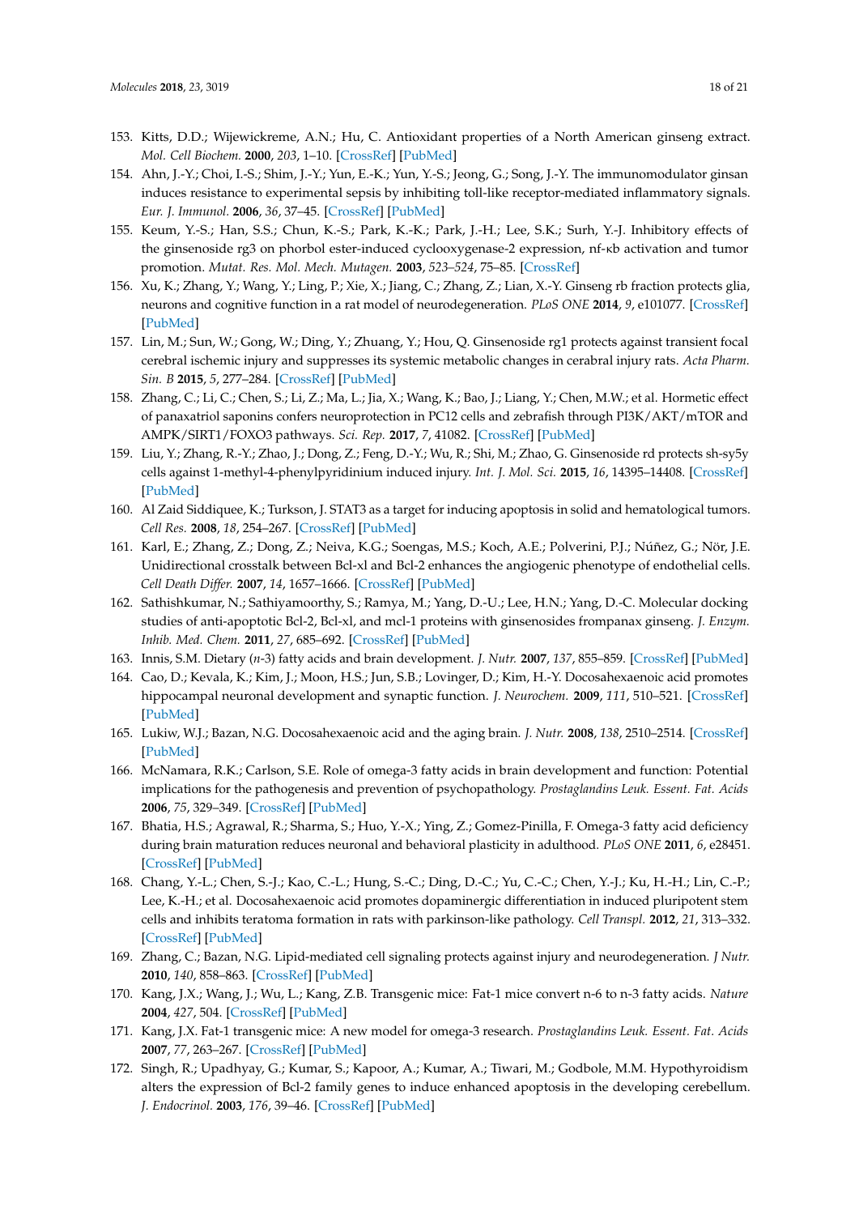153. Kitts, D.D.; Wijewickreme, A.N.; Hu, C. Antioxidant properties of a North American ginseng extract. *Mol. Cell Biochem.* **2000**, *203*, 1–10. [CrossRef] [PubMed]
154. Ahn, J.-Y.; Choi, I.-S.; Shim, J.-Y.; Yun, E.-K.; Yun, Y.-S.; Jeong, G.; Song, J.-Y. The immunomodulator ginsan induces resistance to experimental sepsis by inhibiting toll-like receptor-mediated inflammatory signals. *Eur. J. Immunol.* **2006**, *36*, 37–45. [CrossRef] [PubMed]
155. Keum, Y.-S.; Han, S.S.; Chun, K.-S.; Park, K.-K.; Park, J.-H.; Lee, S.K.; Surh, Y.-J. Inhibitory effects of the ginsenoside rg3 on phorbol ester-induced cyclooxygenase-2 expression, nf-κb activation and tumor promotion. *Mutat. Res. Mol. Mech. Mutagen.* **2003**, *523–524*, 75–85. [CrossRef]
156. Xu, K.; Zhang, Y.; Wang, Y.; Ling, P.; Xie, X.; Jiang, C.; Zhang, Z.; Lian, X.-Y. Ginseng rb fraction protects glia, neurons and cognitive function in a rat model of neurodegeneration. *PLoS ONE* **2014**, *9*, e101077. [CrossRef] [PubMed]
157. Lin, M.; Sun, W.; Gong, W.; Ding, Y.; Zhuang, Y.; Hou, Q. Ginsenoside rg1 protects against transient focal cerebral ischemic injury and suppresses its systemic metabolic changes in cerabral injury rats. *Acta Pharm. Sin. B* **2015**, *5*, 277–284. [CrossRef] [PubMed]
158. Zhang, C.; Li, C.; Chen, S.; Li, Z.; Ma, L.; Jia, X.; Wang, K.; Bao, J.; Liang, Y.; Chen, M.W.; et al. Hormetic effect of panaxatriol saponins confers neuroprotection in PC12 cells and zebrafish through PI3K/AKT/mTOR and AMPK/SIRT1/FOXO3 pathways. *Sci. Rep.* **2017**, *7*, 41082. [CrossRef] [PubMed]
159. Liu, Y.; Zhang, R.-Y.; Zhao, J.; Dong, Z.; Feng, D.-Y.; Wu, R.; Shi, M.; Zhao, G. Ginsenoside rd protects sh-sy5y cells against 1-methyl-4-phenylpyridinium induced injury. *Int. J. Mol. Sci.* **2015**, *16*, 14395–14408. [CrossRef] [PubMed]
160. Al Zaid Siddiquee, K.; Turkson, J. STAT3 as a target for inducing apoptosis in solid and hematological tumors. *Cell Res.* **2008**, *18*, 254–267. [CrossRef] [PubMed]
161. Karl, E.; Zhang, Z.; Dong, Z.; Neiva, K.G.; Soengas, M.S.; Koch, A.E.; Polverini, P.J.; Núñez, G.; Nör, J.E. Unidirectional crosstalk between Bcl-xl and Bcl-2 enhances the angiogenic phenotype of endothelial cells. *Cell Death Differ.* **2007**, *14*, 1657–1666. [CrossRef] [PubMed]
162. Sathishkumar, N.; Sathiyamoorthy, S.; Ramya, M.; Yang, D.-U.; Lee, H.N.; Yang, D.-C. Molecular docking studies of anti-apoptotic Bcl-2, Bcl-xl, and mcl-1 proteins with ginsenosides frompanax ginseng. *J. Enzym. Inhib. Med. Chem.* **2011**, *27*, 685–692. [CrossRef] [PubMed]
163. Innis, S.M. Dietary (*n*-3) fatty acids and brain development. *J. Nutr.* **2007**, *137*, 855–859. [CrossRef] [PubMed]
164. Cao, D.; Kevala, K.; Kim, J.; Moon, H.S.; Jun, S.B.; Lovinger, D.; Kim, H.-Y. Docosahexaenoic acid promotes hippocampal neuronal development and synaptic function. *J. Neurochem.* **2009**, *111*, 510–521. [CrossRef] [PubMed]
165. Lukiw, W.J.; Bazan, N.G. Docosahexaenoic acid and the aging brain. *J. Nutr.* **2008**, *138*, 2510–2514. [CrossRef] [PubMed]
166. McNamara, R.K.; Carlson, S.E. Role of omega-3 fatty acids in brain development and function: Potential implications for the pathogenesis and prevention of psychopathology. *Prostaglandins Leuk. Essent. Fat. Acids* **2006**, *75*, 329–349. [CrossRef] [PubMed]
167. Bhatia, H.S.; Agrawal, R.; Sharma, S.; Huo, Y.-X.; Ying, Z.; Gomez-Pinilla, F. Omega-3 fatty acid deficiency during brain maturation reduces neuronal and behavioral plasticity in adulthood. *PLoS ONE* **2011**, *6*, e28451. [CrossRef] [PubMed]
168. Chang, Y.-L.; Chen, S.-J.; Kao, C.-L.; Hung, S.-C.; Ding, D.-C.; Yu, C.-C.; Chen, Y.-J.; Ku, H.-H.; Lin, C.-P.; Lee, K.-H.; et al. Docosahexaenoic acid promotes dopaminergic differentiation in induced pluripotent stem cells and inhibits teratoma formation in rats with parkinson-like pathology. *Cell Transpl.* **2012**, *21*, 313–332. [CrossRef] [PubMed]
169. Zhang, C.; Bazan, N.G. Lipid-mediated cell signaling protects against injury and neurodegeneration. *J Nutr.* **2010**, *140*, 858–863. [CrossRef] [PubMed]
170. Kang, J.X.; Wang, J.; Wu, L.; Kang, Z.B. Transgenic mice: Fat-1 mice convert n-6 to n-3 fatty acids. *Nature* **2004**, *427*, 504. [CrossRef] [PubMed]
171. Kang, J.X. Fat-1 transgenic mice: A new model for omega-3 research. *Prostaglandins Leuk. Essent. Fat. Acids* **2007**, *77*, 263–267. [CrossRef] [PubMed]
172. Singh, R.; Upadhyay, G.; Kumar, S.; Kapoor, A.; Kumar, A.; Tiwari, M.; Godbole, M.M. Hypothyroidism alters the expression of Bcl-2 family genes to induce enhanced apoptosis in the developing cerebellum. *J. Endocrinol.* **2003**, *176*, 39–46. [CrossRef] [PubMed]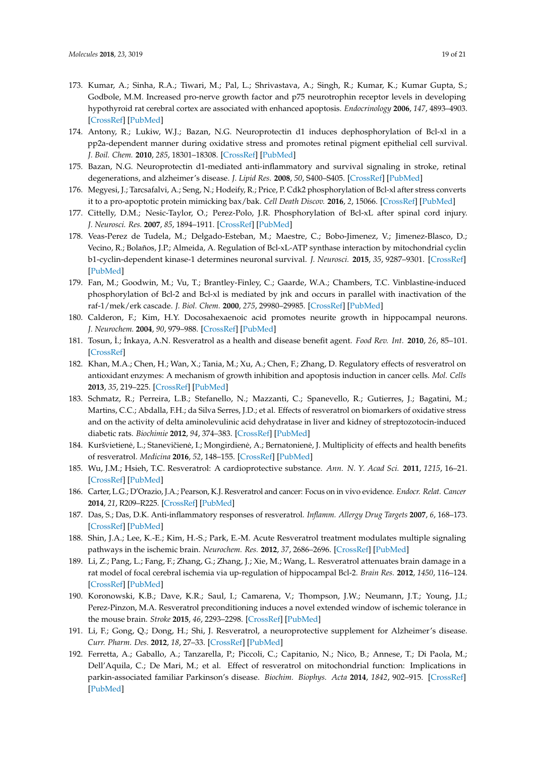173. Kumar, A.; Sinha, R.A.; Tiwari, M.; Pal, L.; Shrivastava, A.; Singh, R.; Kumar, K.; Kumar Gupta, S.; Godbole, M.M. Increased pro-nerve growth factor and p75 neurotrophin receptor levels in developing hypothyroid rat cerebral cortex are associated with enhanced apoptosis. *Endocrinology* **2006**, *147*, 4893–4903. [CrossRef] [PubMed]
174. Antony, R.; Lukiw, W.J.; Bazan, N.G. Neuroprotectin d1 induces dephosphorylation of Bcl-xl in a pp2a-dependent manner during oxidative stress and promotes retinal pigment epithelial cell survival. *J. Boil. Chem.* **2010**, *285*, 18301–18308. [CrossRef] [PubMed]
175. Bazan, N.G. Neuroprotectin d1-mediated anti-inflammatory and survival signaling in stroke, retinal degenerations, and alzheimer's disease. *J. Lipid Res.* **2008**, *50*, S400–S405. [CrossRef] [PubMed]
176. Megyesi, J.; Tarcsafalvi, A.; Seng, N.; Hodeify, R.; Price, P. Cdk2 phosphorylation of Bcl-xl after stress converts it to a pro-apoptotic protein mimicking bax/bak. *Cell Death Discov.* **2016**, *2*, 15066. [CrossRef] [PubMed]
177. Cittelly, D.M.; Nesic-Taylor, O.; Perez-Polo, J.R. Phosphorylation of Bcl-xL after spinal cord injury. *J. Neurosci. Res.* **2007**, *85*, 1894–1911. [CrossRef] [PubMed]
178. Veas-Perez de Tudela, M.; Delgado-Esteban, M.; Maestre, C.; Bobo-Jimenez, V.; Jimenez-Blasco, D.; Vecino, R.; Bolaños, J.P.; Almeida, A. Regulation of Bcl-xL-ATP synthase interaction by mitochondrial cyclin b1-cyclin-dependent kinase-1 determines neuronal survival. *J. Neurosci.* **2015**, *35*, 9287–9301. [CrossRef] [PubMed]
179. Fan, M.; Goodwin, M.; Vu, T.; Brantley-Finley, C.; Gaarde, W.A.; Chambers, T.C. Vinblastine-induced phosphorylation of Bcl-2 and Bcl-xl is mediated by jnk and occurs in parallel with inactivation of the raf-1/mek/erk cascade. *J. Biol. Chem.* **2000**, *275*, 29980–29985. [CrossRef] [PubMed]
180. Calderon, F.; Kim, H.Y. Docosahexaenoic acid promotes neurite growth in hippocampal neurons. *J. Neurochem.* **2004**, *90*, 979–988. [CrossRef] [PubMed]
181. Tosun, İ.; İnkaya, A.N. Resveratrol as a health and disease benefit agent. *Food Rev. Int.* **2010**, *26*, 85–101. [CrossRef]
182. Khan, M.A.; Chen, H.; Wan, X.; Tania, M.; Xu, A.; Chen, F.; Zhang, D. Regulatory effects of resveratrol on antioxidant enzymes: A mechanism of growth inhibition and apoptosis induction in cancer cells. *Mol. Cells* **2013**, *35*, 219–225. [CrossRef] [PubMed]
183. Schmatz, R.; Perreira, L.B.; Stefanello, N.; Mazzanti, C.; Spanevello, R.; Gutierres, J.; Bagatini, M.; Martins, C.C.; Abdalla, F.H.; da Silva Serres, J.D.; et al. Effects of resveratrol on biomarkers of oxidative stress and on the activity of delta aminolevulinic acid dehydratase in liver and kidney of streptozotocin-induced diabetic rats. *Biochimie* **2012**, *94*, 374–383. [CrossRef] [PubMed]
184. Kuršvietienė, L.; Stanevičienė, I.; Mongirdienė, A.; Bernatonienė, J. Multiplicity of effects and health benefits of resveratrol. *Medicina* **2016**, *52*, 148–155. [CrossRef] [PubMed]
185. Wu, J.M.; Hsieh, T.C. Resveratrol: A cardioprotective substance. *Ann. N. Y. Acad Sci.* **2011**, *1215*, 16–21. [CrossRef] [PubMed]
186. Carter, L.G.; D'Orazio, J.A.; Pearson, K.J. Resveratrol and cancer: Focus on in vivo evidence. *Endocr. Relat. Cancer* **2014**, *21*, R209–R225. [CrossRef] [PubMed]
187. Das, S.; Das, D.K. Anti-inflammatory responses of resveratrol. *Inflamm. Allergy Drug Targets* **2007**, *6*, 168–173. [CrossRef] [PubMed]
188. Shin, J.A.; Lee, K.-E.; Kim, H.-S.; Park, E.-M. Acute Resveratrol treatment modulates multiple signaling pathways in the ischemic brain. *Neurochem. Res.* **2012**, *37*, 2686–2696. [CrossRef] [PubMed]
189. Li, Z.; Pang, L.; Fang, F.; Zhang, G.; Zhang, J.; Xie, M.; Wang, L. Resveratrol attenuates brain damage in a rat model of focal cerebral ischemia via up-regulation of hippocampal Bcl-2. *Brain Res.* **2012**, *1450*, 116–124. [CrossRef] [PubMed]
190. Koronowski, K.B.; Dave, K.R.; Saul, I.; Camarena, V.; Thompson, J.W.; Neumann, J.T.; Young, J.I.; Perez-Pinzon, M.A. Resveratrol preconditioning induces a novel extended window of ischemic tolerance in the mouse brain. *Stroke* **2015**, *46*, 2293–2298. [CrossRef] [PubMed]
191. Li, F.; Gong, Q.; Dong, H.; Shi, J. Resveratrol, a neuroprotective supplement for Alzheimer's disease. *Curr. Pharm. Des.* **2012**, *18*, 27–33. [CrossRef] [PubMed]
192. Ferretta, A.; Gaballo, A.; Tanzarella, P.; Piccoli, C.; Capitanio, N.; Nico, B.; Annese, T.; Di Paola, M.; Dell'Aquila, C.; De Mari, M.; et al. Effect of resveratrol on mitochondrial function: Implications in parkin-associated familiar Parkinson's disease. *Biochim. Biophys. Acta* **2014**, *1842*, 902–915. [CrossRef] [PubMed]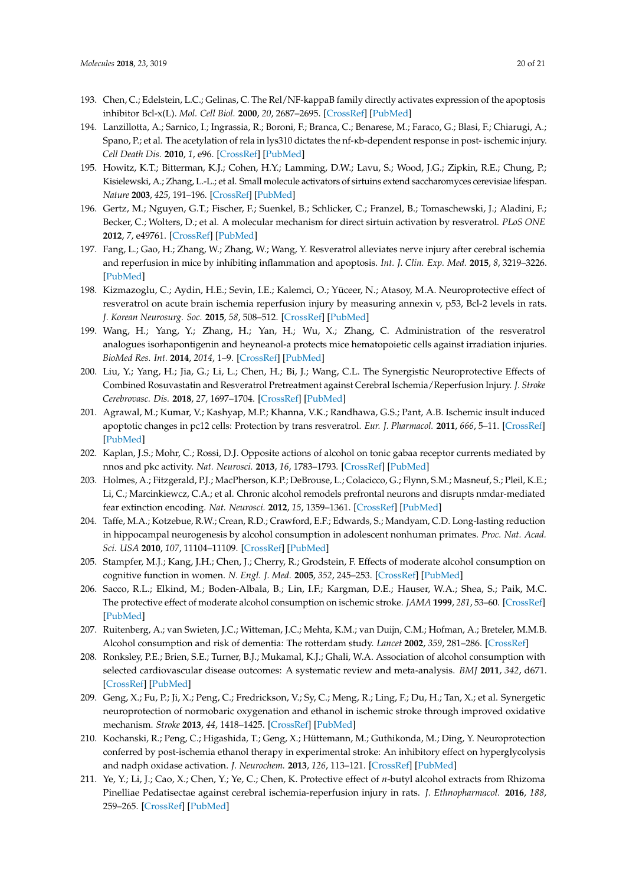193. Chen, C.; Edelstein, L.C.; Gelinas, C. The Rel/NF-kappaB family directly activates expression of the apoptosis inhibitor Bcl-x(L). *Mol. Cell Biol.* **2000**, *20*, 2687–2695. [CrossRef] [PubMed]
194. Lanzillotta, A.; Sarnico, I.; Ingrassia, R.; Boroni, F.; Branca, C.; Benarese, M.; Faraco, G.; Blasi, F.; Chiarugi, A.; Spano, P.; et al. The acetylation of rela in lys310 dictates the nf-κb-dependent response in post- ischemic injury. *Cell Death Dis.* **2010**, *1*, e96. [CrossRef] [PubMed]
195. Howitz, K.T.; Bitterman, K.J.; Cohen, H.Y.; Lamming, D.W.; Lavu, S.; Wood, J.G.; Zipkin, R.E.; Chung, P.; Kisielewski, A.; Zhang, L.-L.; et al. Small molecule activators of sirtuins extend saccharomyces cerevisiae lifespan. *Nature* **2003**, *425*, 191–196. [CrossRef] [PubMed]
196. Gertz, M.; Nguyen, G.T.; Fischer, F.; Suenkel, B.; Schlicker, C.; Franzel, B.; Tomaschewski, J.; Aladini, F.; Becker, C.; Wolters, D.; et al. A molecular mechanism for direct sirtuin activation by resveratrol. *PLoS ONE* **2012**, *7*, e49761. [CrossRef] [PubMed]
197. Fang, L.; Gao, H.; Zhang, W.; Zhang, W.; Wang, Y. Resveratrol alleviates nerve injury after cerebral ischemia and reperfusion in mice by inhibiting inflammation and apoptosis. *Int. J. Clin. Exp. Med.* **2015**, *8*, 3219–3226. [PubMed]
198. Kizmazoglu, C.; Aydin, H.E.; Sevin, I.E.; Kalemci, O.; Yüceer, N.; Atasoy, M.A. Neuroprotective effect of resveratrol on acute brain ischemia reperfusion injury by measuring annexin v, p53, Bcl-2 levels in rats. *J. Korean Neurosurg. Soc.* **2015**, *58*, 508–512. [CrossRef] [PubMed]
199. Wang, H.; Yang, Y.; Zhang, H.; Yan, H.; Wu, X.; Zhang, C. Administration of the resveratrol analogues isorhapontigenin and heyneanol-a protects mice hematopoietic cells against irradiation injuries. *BioMed Res. Int.* **2014**, *2014*, 1–9. [CrossRef] [PubMed]
200. Liu, Y.; Yang, H.; Jia, G.; Li, L.; Chen, H.; Bi, J.; Wang, C.L. The Synergistic Neuroprotective Effects of Combined Rosuvastatin and Resveratrol Pretreatment against Cerebral Ischemia/Reperfusion Injury. *J. Stroke Cerebrovasc. Dis.* **2018**, *27*, 1697–1704. [CrossRef] [PubMed]
201. Agrawal, M.; Kumar, V.; Kashyap, M.P.; Khanna, V.K.; Randhawa, G.S.; Pant, A.B. Ischemic insult induced apoptotic changes in pc12 cells: Protection by trans resveratrol. *Eur. J. Pharmacol.* **2011**, *666*, 5–11. [CrossRef] [PubMed]
202. Kaplan, J.S.; Mohr, C.; Rossi, D.J. Opposite actions of alcohol on tonic gabaa receptor currents mediated by nnos and pkc activity. *Nat. Neurosci.* **2013**, *16*, 1783–1793. [CrossRef] [PubMed]
203. Holmes, A.; Fitzgerald, P.J.; MacPherson, K.P.; DeBrouse, L.; Colacicco, G.; Flynn, S.M.; Masneuf, S.; Pleil, K.E.; Li, C.; Marcinkiewcz, C.A.; et al. Chronic alcohol remodels prefrontal neurons and disrupts nmdar-mediated fear extinction encoding. *Nat. Neurosci.* **2012**, *15*, 1359–1361. [CrossRef] [PubMed]
204. Taffe, M.A.; Kotzebue, R.W.; Crean, R.D.; Crawford, E.F.; Edwards, S.; Mandyam, C.D. Long-lasting reduction in hippocampal neurogenesis by alcohol consumption in adolescent nonhuman primates. *Proc. Nat. Acad. Sci. USA* **2010**, *107*, 11104–11109. [CrossRef] [PubMed]
205. Stampfer, M.J.; Kang, J.H.; Chen, J.; Cherry, R.; Grodstein, F. Effects of moderate alcohol consumption on cognitive function in women. *N. Engl. J. Med.* **2005**, *352*, 245–253. [CrossRef] [PubMed]
206. Sacco, R.L.; Elkind, M.; Boden-Albala, B.; Lin, I.F.; Kargman, D.E.; Hauser, W.A.; Shea, S.; Paik, M.C. The protective effect of moderate alcohol consumption on ischemic stroke. *JAMA* **1999**, *281*, 53–60. [CrossRef] [PubMed]
207. Ruitenberg, A.; van Swieten, J.C.; Witteman, J.C.; Mehta, K.M.; van Duijn, C.M.; Hofman, A.; Breteler, M.M.B. Alcohol consumption and risk of dementia: The rotterdam study. *Lancet* **2002**, *359*, 281–286. [CrossRef]
208. Ronksley, P.E.; Brien, S.E.; Turner, B.J.; Mukamal, K.J.; Ghali, W.A. Association of alcohol consumption with selected cardiovascular disease outcomes: A systematic review and meta-analysis. *BMJ* **2011**, *342*, d671. [CrossRef] [PubMed]
209. Geng, X.; Fu, P.; Ji, X.; Peng, C.; Fredrickson, V.; Sy, C.; Meng, R.; Ling, F.; Du, H.; Tan, X.; et al. Synergetic neuroprotection of normobaric oxygenation and ethanol in ischemic stroke through improved oxidative mechanism. *Stroke* **2013**, *44*, 1418–1425. [CrossRef] [PubMed]
210. Kochanski, R.; Peng, C.; Higashida, T.; Geng, X.; Hüttemann, M.; Guthikonda, M.; Ding, Y. Neuroprotection conferred by post-ischemia ethanol therapy in experimental stroke: An inhibitory effect on hyperglycolysis and nadph oxidase activation. *J. Neurochem.* **2013**, *126*, 113–121. [CrossRef] [PubMed]
211. Ye, Y.; Li, J.; Cao, X.; Chen, Y.; Ye, C.; Chen, K. Protective effect of *n*-butyl alcohol extracts from Rhizoma Pinelliae Pedatisectae against cerebral ischemia-reperfusion injury in rats. *J. Ethnopharmacol.* **2016**, *188*, 259–265. [CrossRef] [PubMed]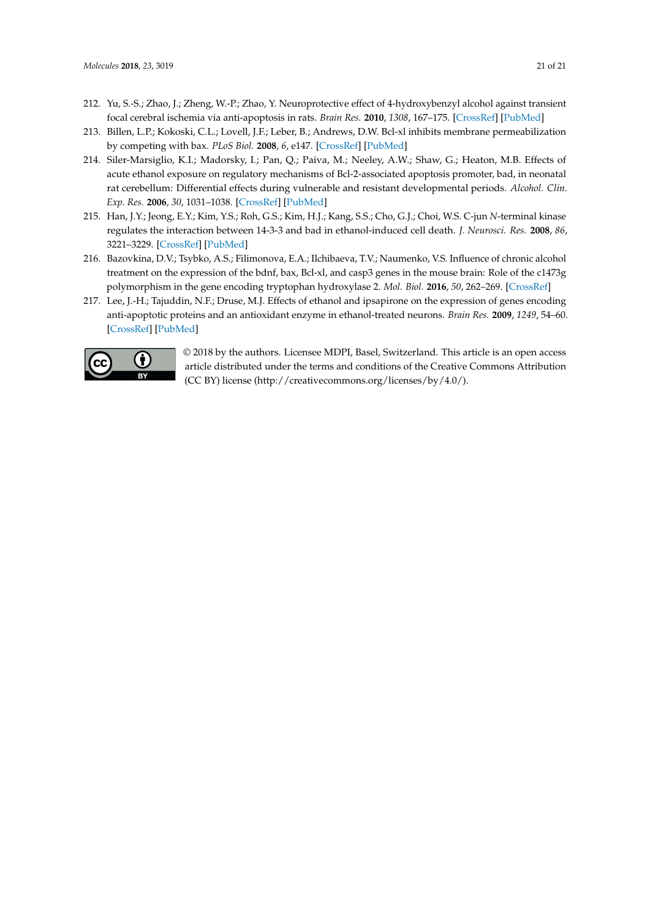212. Yu, S.-S.; Zhao, J.; Zheng, W.-P.; Zhao, Y. Neuroprotective effect of 4-hydroxybenzyl alcohol against transient focal cerebral ischemia via anti-apoptosis in rats. *Brain Res.* **2010**, *1308*, 167–175. [CrossRef] [PubMed]
213. Billen, L.P.; Kokoski, C.L.; Lovell, J.F.; Leber, B.; Andrews, D.W. Bcl-xl inhibits membrane permeabilization by competing with bax. *PLoS Biol.* **2008**, *6*, e147. [CrossRef] [PubMed]
214. Siler-Marsiglio, K.I.; Madorsky, I.; Pan, Q.; Paiva, M.; Neeley, A.W.; Shaw, G.; Heaton, M.B. Effects of acute ethanol exposure on regulatory mechanisms of Bcl-2-associated apoptosis promoter, bad, in neonatal rat cerebellum: Differential effects during vulnerable and resistant developmental periods. *Alcohol. Clin. Exp. Res.* **2006**, *30*, 1031–1038. [CrossRef] [PubMed]
215. Han, J.Y.; Jeong, E.Y.; Kim, Y.S.; Roh, G.S.; Kim, H.J.; Kang, S.S.; Cho, G.J.; Choi, W.S. C-jun *N*-terminal kinase regulates the interaction between 14-3-3 and bad in ethanol-induced cell death. *J. Neurosci. Res.* **2008**, *86*, 3221–3229. [CrossRef] [PubMed]
216. Bazovkina, D.V.; Tsybko, A.S.; Filimonova, E.A.; Ilchibaeva, T.V.; Naumenko, V.S. Influence of chronic alcohol treatment on the expression of the bdnf, bax, Bcl-xl, and casp3 genes in the mouse brain: Role of the c1473g polymorphism in the gene encoding tryptophan hydroxylase 2. *Mol. Biol.* **2016**, *50*, 262–269. [CrossRef]
217. Lee, J.-H.; Tajuddin, N.F.; Druse, M.J. Effects of ethanol and ipsapirone on the expression of genes encoding anti-apoptotic proteins and an antioxidant enzyme in ethanol-treated neurons. *Brain Res.* **2009**, *1249*, 54–60. [CrossRef] [PubMed]

© 2018 by the authors. Licensee MDPI, Basel, Switzerland. This article is an open access article distributed under the terms and conditions of the Creative Commons Attribution (CC BY) license (http://creativecommons.org/licenses/by/4.0/).